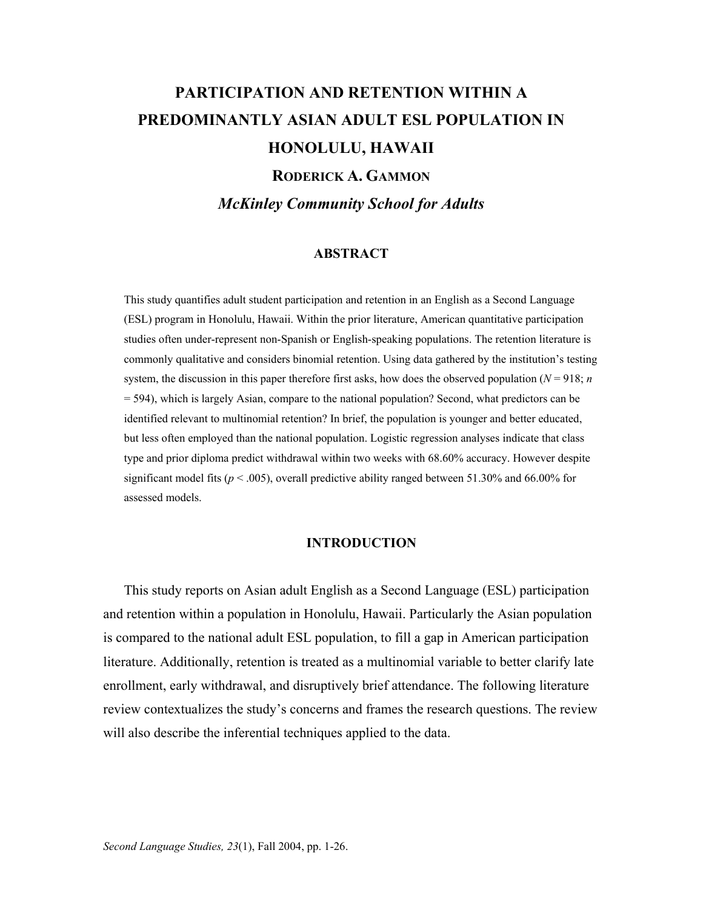# PARTICIPATION AND RETENTION WITHIN A PREDOMINANTLY ASIAN ADULT ESL POPULATION IN HONOLULU, HAWAII

**RODERICK A. GAMMON**

***McKinley Community School for Adults***

## ABSTRACT

This study quantifies adult student participation and retention in an English as a Second Language (ESL) program in Honolulu, Hawaii. Within the prior literature, American quantitative participation studies often under-represent non-Spanish or English-speaking populations. The retention literature is commonly qualitative and considers binomial retention. Using data gathered by the institution's testing system, the discussion in this paper therefore first asks, how does the observed population ($N$ = 918; $n$ = 594), which is largely Asian, compare to the national population? Second, what predictors can be identified relevant to multinomial retention? In brief, the population is younger and better educated, but less often employed than the national population. Logistic regression analyses indicate that class type and prior diploma predict withdrawal within two weeks with 68.60% accuracy. However despite significant model fits ($p < .005$), overall predictive ability ranged between 51.30% and 66.00% for assessed models.

## INTRODUCTION

This study reports on Asian adult English as a Second Language (ESL) participation and retention within a population in Honolulu, Hawaii. Particularly the Asian population is compared to the national adult ESL population, to fill a gap in American participation literature. Additionally, retention is treated as a multinomial variable to better clarify late enrollment, early withdrawal, and disruptively brief attendance. The following literature review contextualizes the study's concerns and frames the research questions. The review will also describe the inferential techniques applied to the data.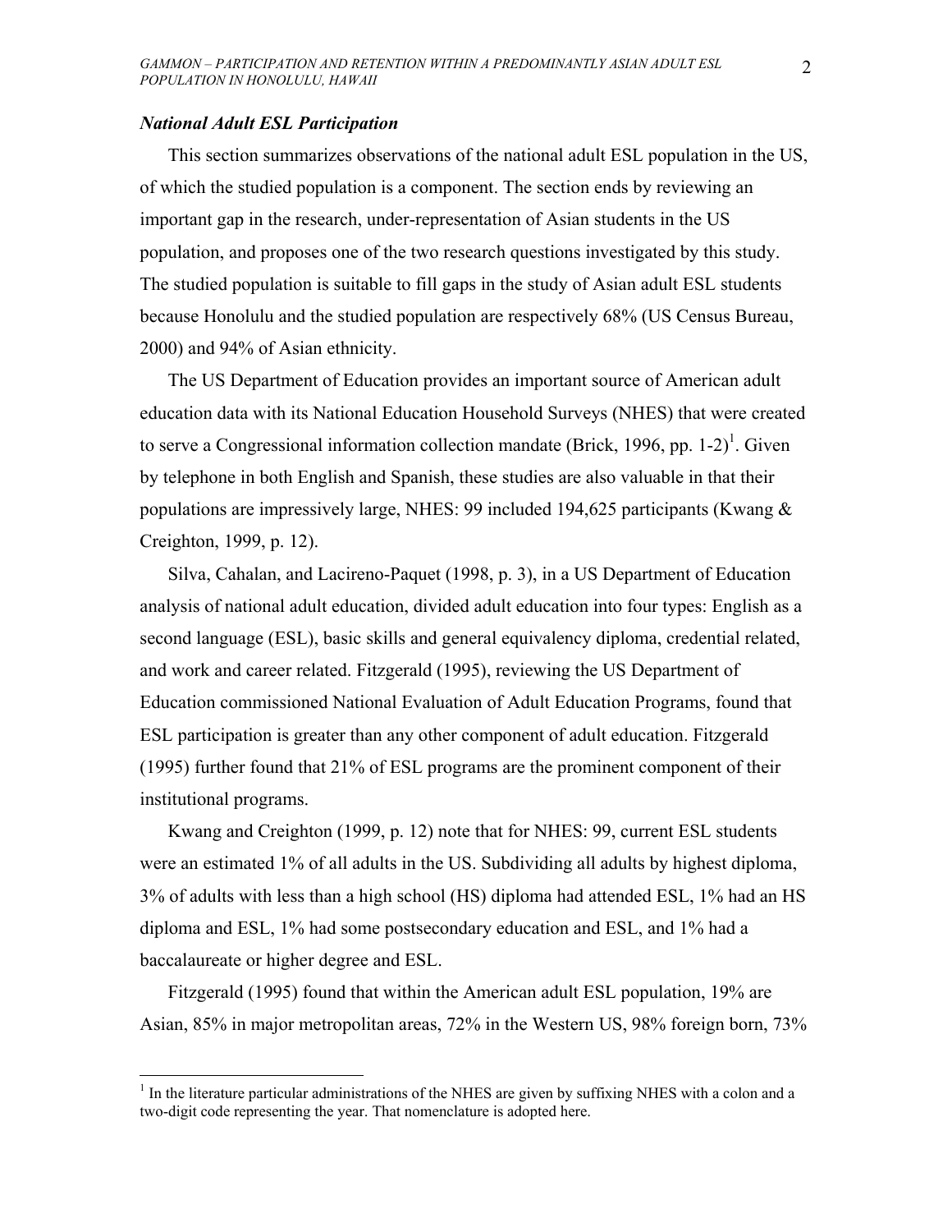### *National Adult ESL Participation*

This section summarizes observations of the national adult ESL population in the US, of which the studied population is a component. The section ends by reviewing an important gap in the research, under-representation of Asian students in the US population, and proposes one of the two research questions investigated by this study. The studied population is suitable to fill gaps in the study of Asian adult ESL students because Honolulu and the studied population are respectively 68% (US Census Bureau, 2000) and 94% of Asian ethnicity.

The US Department of Education provides an important source of American adult education data with its National Education Household Surveys (NHES) that were created to serve a Congressional information collection mandate (Brick, 1996, pp. 1-2)[1]. Given by telephone in both English and Spanish, these studies are also valuable in that their populations are impressively large, NHES: 99 included 194,625 participants (Kwang & Creighton, 1999, p. 12).

Silva, Cahalan, and Lacireno-Paquet (1998, p. 3), in a US Department of Education analysis of national adult education, divided adult education into four types: English as a second language (ESL), basic skills and general equivalency diploma, credential related, and work and career related. Fitzgerald (1995), reviewing the US Department of Education commissioned National Evaluation of Adult Education Programs, found that ESL participation is greater than any other component of adult education. Fitzgerald (1995) further found that 21% of ESL programs are the prominent component of their institutional programs.

Kwang and Creighton (1999, p. 12) note that for NHES: 99, current ESL students were an estimated 1% of all adults in the US. Subdividing all adults by highest diploma, 3% of adults with less than a high school (HS) diploma had attended ESL, 1% had an HS diploma and ESL, 1% had some postsecondary education and ESL, and 1% had a baccalaureate or higher degree and ESL.

Fitzgerald (1995) found that within the American adult ESL population, 19% are Asian, 85% in major metropolitan areas, 72% in the Western US, 98% foreign born, 73%

---

[1] In the literature particular administrations of the NHES are given by suffixing NHES with a colon and a two-digit code representing the year. That nomenclature is adopted here.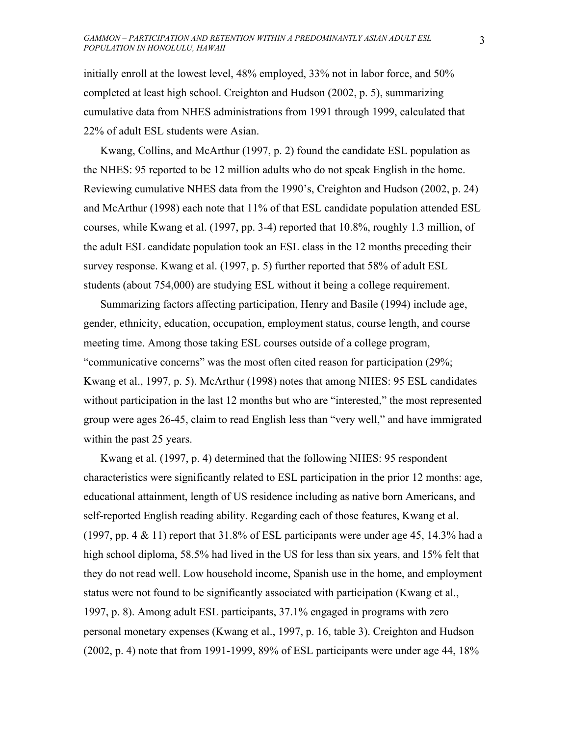initially enroll at the lowest level, 48% employed, 33% not in labor force, and 50% completed at least high school. Creighton and Hudson (2002, p. 5), summarizing cumulative data from NHES administrations from 1991 through 1999, calculated that 22% of adult ESL students were Asian.

Kwang, Collins, and McArthur (1997, p. 2) found the candidate ESL population as the NHES: 95 reported to be 12 million adults who do not speak English in the home. Reviewing cumulative NHES data from the 1990's, Creighton and Hudson (2002, p. 24) and McArthur (1998) each note that 11% of that ESL candidate population attended ESL courses, while Kwang et al. (1997, pp. 3-4) reported that 10.8%, roughly 1.3 million, of the adult ESL candidate population took an ESL class in the 12 months preceding their survey response. Kwang et al. (1997, p. 5) further reported that 58% of adult ESL students (about 754,000) are studying ESL without it being a college requirement.

Summarizing factors affecting participation, Henry and Basile (1994) include age, gender, ethnicity, education, occupation, employment status, course length, and course meeting time. Among those taking ESL courses outside of a college program, "communicative concerns" was the most often cited reason for participation (29%; Kwang et al., 1997, p. 5). McArthur (1998) notes that among NHES: 95 ESL candidates without participation in the last 12 months but who are "interested," the most represented group were ages 26-45, claim to read English less than "very well," and have immigrated within the past 25 years.

Kwang et al. (1997, p. 4) determined that the following NHES: 95 respondent characteristics were significantly related to ESL participation in the prior 12 months: age, educational attainment, length of US residence including as native born Americans, and self-reported English reading ability. Regarding each of those features, Kwang et al. (1997, pp. 4 & 11) report that 31.8% of ESL participants were under age 45, 14.3% had a high school diploma, 58.5% had lived in the US for less than six years, and 15% felt that they do not read well. Low household income, Spanish use in the home, and employment status were not found to be significantly associated with participation (Kwang et al., 1997, p. 8). Among adult ESL participants, 37.1% engaged in programs with zero personal monetary expenses (Kwang et al., 1997, p. 16, table 3). Creighton and Hudson (2002, p. 4) note that from 1991-1999, 89% of ESL participants were under age 44, 18%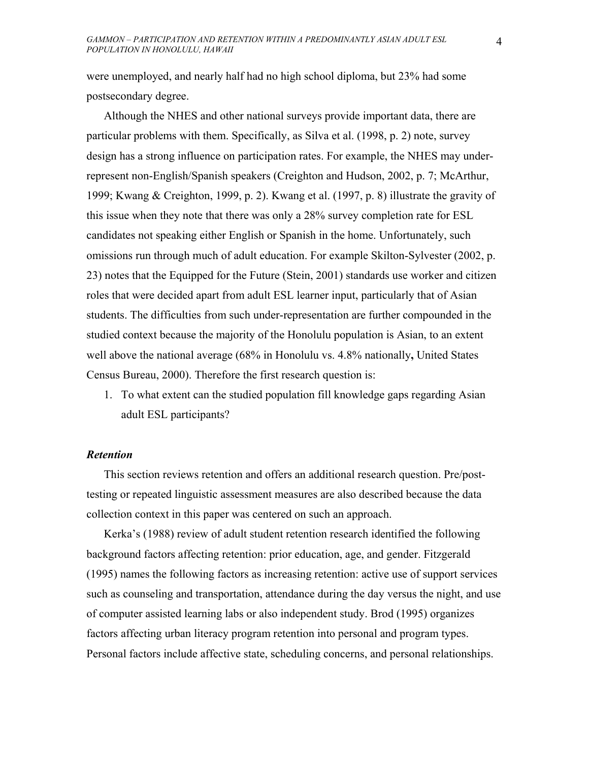were unemployed, and nearly half had no high school diploma, but 23% had some postsecondary degree.

Although the NHES and other national surveys provide important data, there are particular problems with them. Specifically, as Silva et al. (1998, p. 2) note, survey design has a strong influence on participation rates. For example, the NHES may under-represent non-English/Spanish speakers (Creighton and Hudson, 2002, p. 7; McArthur, 1999; Kwang & Creighton, 1999, p. 2). Kwang et al. (1997, p. 8) illustrate the gravity of this issue when they note that there was only a 28% survey completion rate for ESL candidates not speaking either English or Spanish in the home. Unfortunately, such omissions run through much of adult education. For example Skilton-Sylvester (2002, p. 23) notes that the Equipped for the Future (Stein, 2001) standards use worker and citizen roles that were decided apart from adult ESL learner input, particularly that of Asian students. The difficulties from such under-representation are further compounded in the studied context because the majority of the Honolulu population is Asian, to an extent well above the national average (68% in Honolulu vs. 4.8% nationally**,** United States Census Bureau, 2000). Therefore the first research question is:

1. To what extent can the studied population fill knowledge gaps regarding Asian adult ESL participants?

### *Retention*

This section reviews retention and offers an additional research question. Pre/post-testing or repeated linguistic assessment measures are also described because the data collection context in this paper was centered on such an approach.

Kerka's (1988) review of adult student retention research identified the following background factors affecting retention: prior education, age, and gender. Fitzgerald (1995) names the following factors as increasing retention: active use of support services such as counseling and transportation, attendance during the day versus the night, and use of computer assisted learning labs or also independent study. Brod (1995) organizes factors affecting urban literacy program retention into personal and program types. Personal factors include affective state, scheduling concerns, and personal relationships.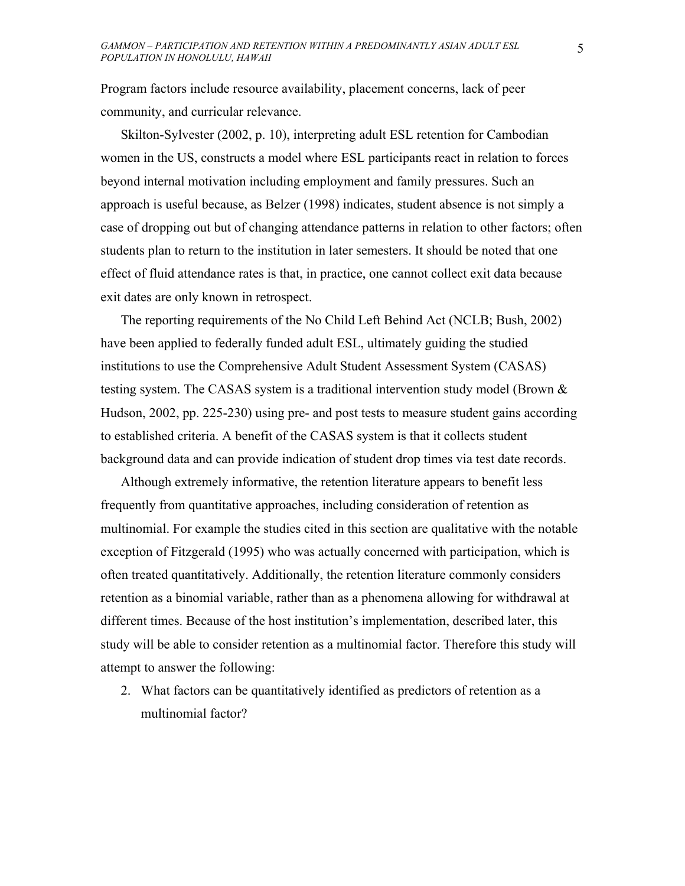Program factors include resource availability, placement concerns, lack of peer community, and curricular relevance.

Skilton-Sylvester (2002, p. 10), interpreting adult ESL retention for Cambodian women in the US, constructs a model where ESL participants react in relation to forces beyond internal motivation including employment and family pressures. Such an approach is useful because, as Belzer (1998) indicates, student absence is not simply a case of dropping out but of changing attendance patterns in relation to other factors; often students plan to return to the institution in later semesters. It should be noted that one effect of fluid attendance rates is that, in practice, one cannot collect exit data because exit dates are only known in retrospect.

The reporting requirements of the No Child Left Behind Act (NCLB; Bush, 2002) have been applied to federally funded adult ESL, ultimately guiding the studied institutions to use the Comprehensive Adult Student Assessment System (CASAS) testing system. The CASAS system is a traditional intervention study model (Brown & Hudson, 2002, pp. 225-230) using pre- and post tests to measure student gains according to established criteria. A benefit of the CASAS system is that it collects student background data and can provide indication of student drop times via test date records.

Although extremely informative, the retention literature appears to benefit less frequently from quantitative approaches, including consideration of retention as multinomial. For example the studies cited in this section are qualitative with the notable exception of Fitzgerald (1995) who was actually concerned with participation, which is often treated quantitatively. Additionally, the retention literature commonly considers retention as a binomial variable, rather than as a phenomena allowing for withdrawal at different times. Because of the host institution's implementation, described later, this study will be able to consider retention as a multinomial factor. Therefore this study will attempt to answer the following:

2. What factors can be quantitatively identified as predictors of retention as a multinomial factor?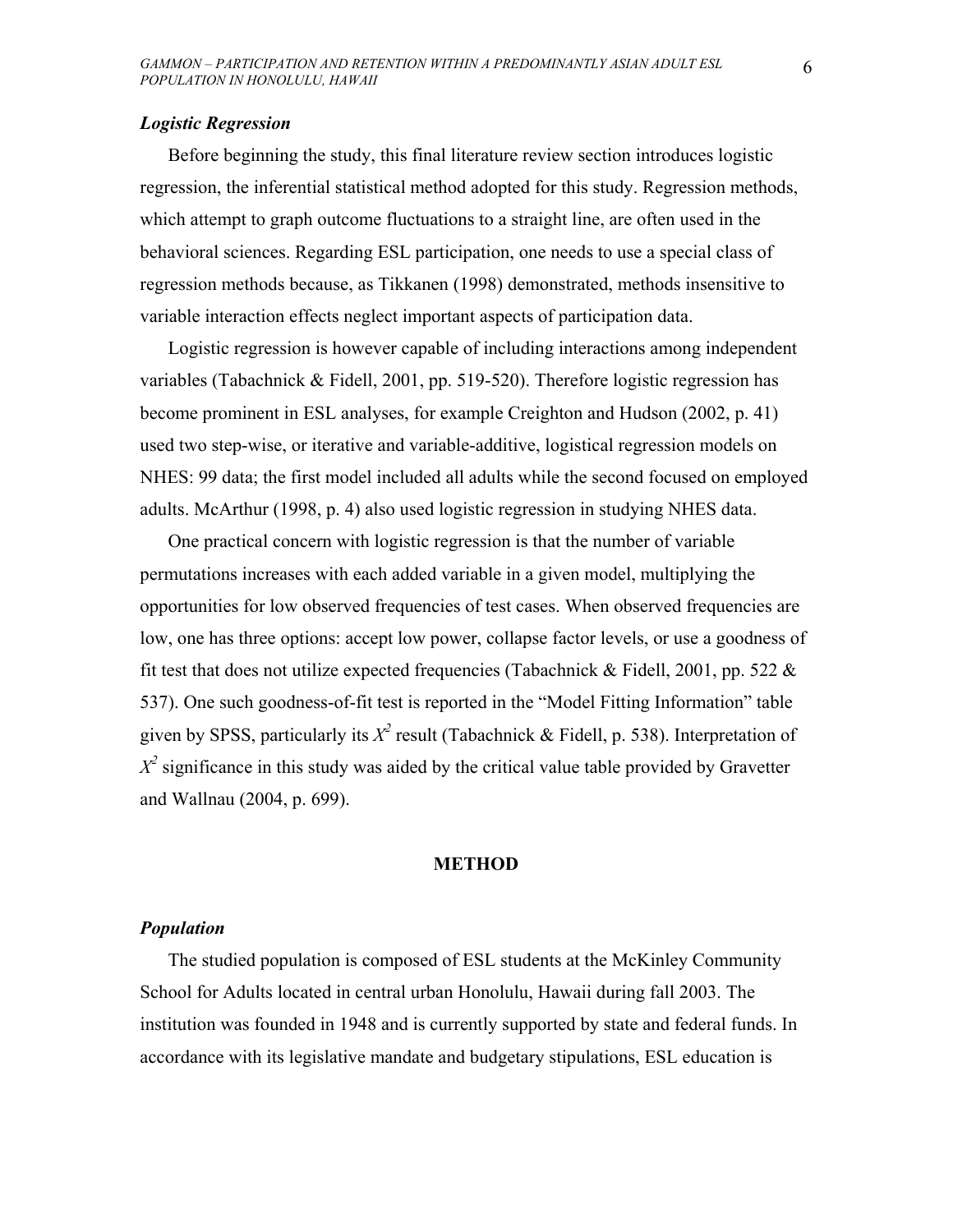### *Logistic Regression*

Before beginning the study, this final literature review section introduces logistic regression, the inferential statistical method adopted for this study. Regression methods, which attempt to graph outcome fluctuations to a straight line, are often used in the behavioral sciences. Regarding ESL participation, one needs to use a special class of regression methods because, as Tikkanen (1998) demonstrated, methods insensitive to variable interaction effects neglect important aspects of participation data.

Logistic regression is however capable of including interactions among independent variables (Tabachnick & Fidell, 2001, pp. 519-520). Therefore logistic regression has become prominent in ESL analyses, for example Creighton and Hudson (2002, p. 41) used two step-wise, or iterative and variable-additive, logistical regression models on NHES: 99 data; the first model included all adults while the second focused on employed adults. McArthur (1998, p. 4) also used logistic regression in studying NHES data.

One practical concern with logistic regression is that the number of variable permutations increases with each added variable in a given model, multiplying the opportunities for low observed frequencies of test cases. When observed frequencies are low, one has three options: accept low power, collapse factor levels, or use a goodness of fit test that does not utilize expected frequencies (Tabachnick & Fidell, 2001, pp. 522 & 537). One such goodness-of-fit test is reported in the "Model Fitting Information" table given by SPSS, particularly its $X^2$ result (Tabachnick & Fidell, p. 538). Interpretation of $X^2$ significance in this study was aided by the critical value table provided by Gravetter and Wallnau (2004, p. 699).

## METHOD

### *Population*

The studied population is composed of ESL students at the McKinley Community School for Adults located in central urban Honolulu, Hawaii during fall 2003. The institution was founded in 1948 and is currently supported by state and federal funds. In accordance with its legislative mandate and budgetary stipulations, ESL education is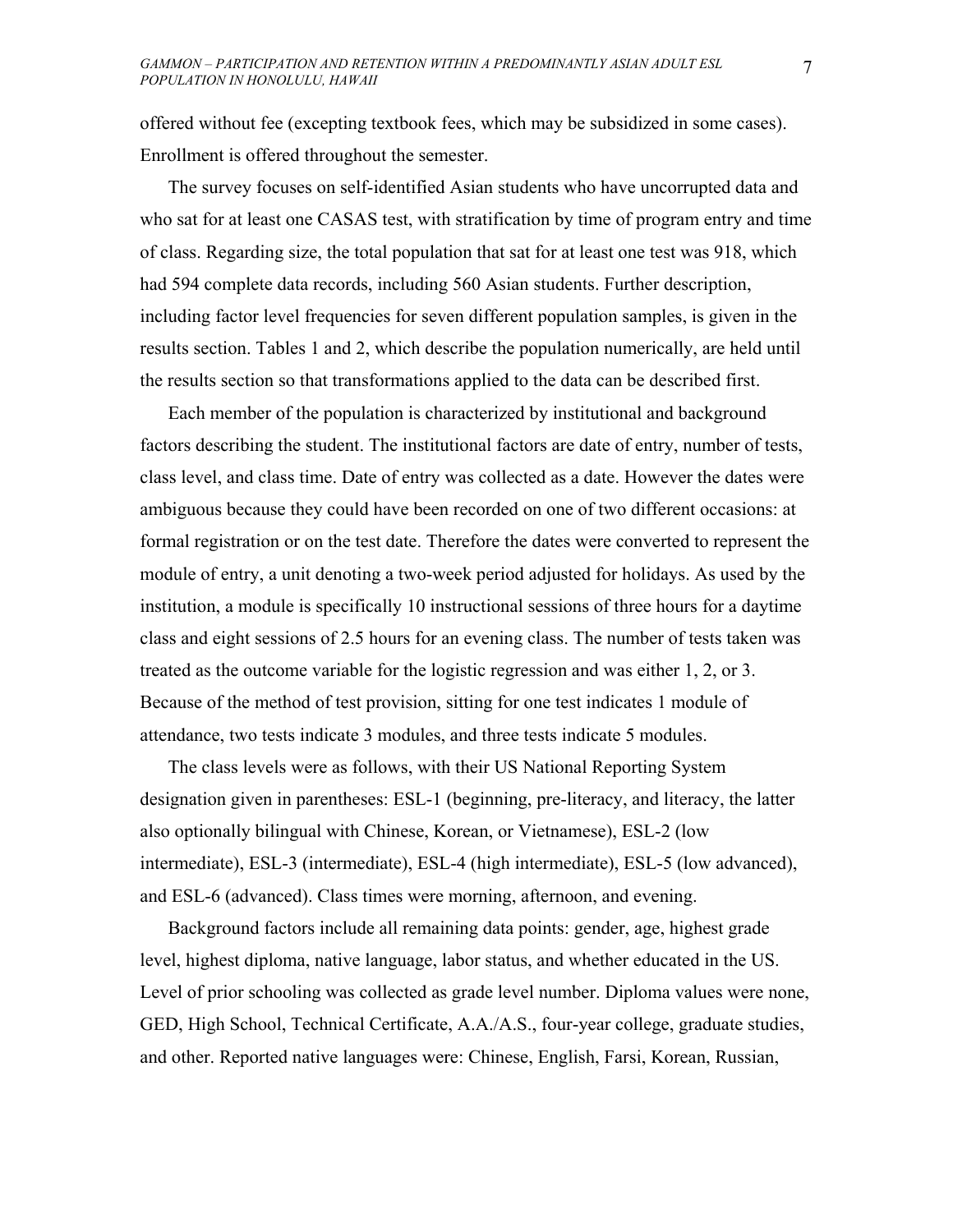offered without fee (excepting textbook fees, which may be subsidized in some cases). Enrollment is offered throughout the semester.

The survey focuses on self-identified Asian students who have uncorrupted data and who sat for at least one CASAS test, with stratification by time of program entry and time of class. Regarding size, the total population that sat for at least one test was 918, which had 594 complete data records, including 560 Asian students. Further description, including factor level frequencies for seven different population samples, is given in the results section. Tables 1 and 2, which describe the population numerically, are held until the results section so that transformations applied to the data can be described first.

Each member of the population is characterized by institutional and background factors describing the student. The institutional factors are date of entry, number of tests, class level, and class time. Date of entry was collected as a date. However the dates were ambiguous because they could have been recorded on one of two different occasions: at formal registration or on the test date. Therefore the dates were converted to represent the module of entry, a unit denoting a two-week period adjusted for holidays. As used by the institution, a module is specifically 10 instructional sessions of three hours for a daytime class and eight sessions of 2.5 hours for an evening class. The number of tests taken was treated as the outcome variable for the logistic regression and was either 1, 2, or 3. Because of the method of test provision, sitting for one test indicates 1 module of attendance, two tests indicate 3 modules, and three tests indicate 5 modules.

The class levels were as follows, with their US National Reporting System designation given in parentheses: ESL-1 (beginning, pre-literacy, and literacy, the latter also optionally bilingual with Chinese, Korean, or Vietnamese), ESL-2 (low intermediate), ESL-3 (intermediate), ESL-4 (high intermediate), ESL-5 (low advanced), and ESL-6 (advanced). Class times were morning, afternoon, and evening.

Background factors include all remaining data points: gender, age, highest grade level, highest diploma, native language, labor status, and whether educated in the US. Level of prior schooling was collected as grade level number. Diploma values were none, GED, High School, Technical Certificate, A.A./A.S., four-year college, graduate studies, and other. Reported native languages were: Chinese, English, Farsi, Korean, Russian,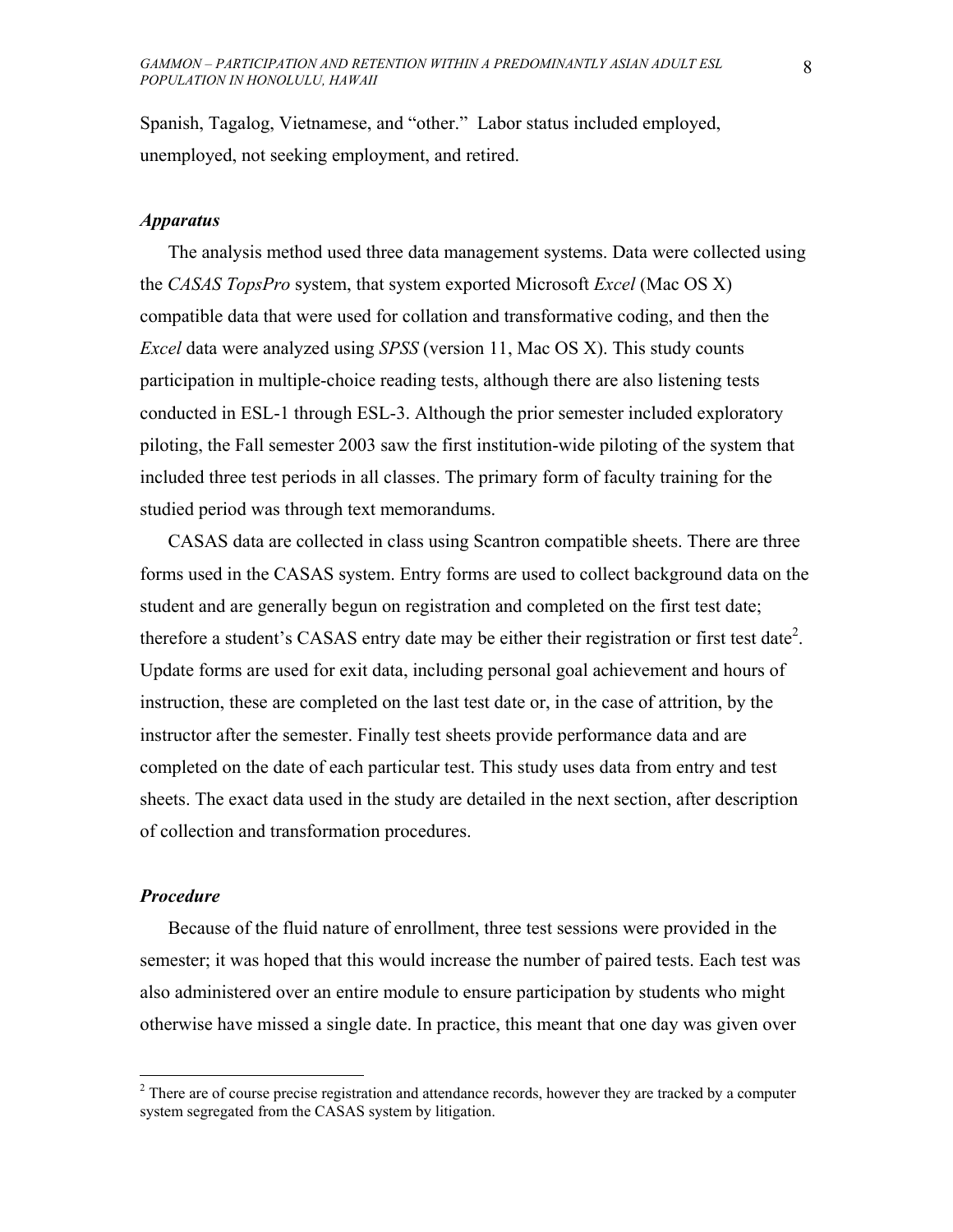Spanish, Tagalog, Vietnamese, and "other." Labor status included employed, unemployed, not seeking employment, and retired.

### *Apparatus*

The analysis method used three data management systems. Data were collected using the *CASAS TopsPro* system, that system exported Microsoft *Excel* (Mac OS X) compatible data that were used for collation and transformative coding, and then the *Excel* data were analyzed using *SPSS* (version 11, Mac OS X). This study counts participation in multiple-choice reading tests, although there are also listening tests conducted in ESL-1 through ESL-3. Although the prior semester included exploratory piloting, the Fall semester 2003 saw the first institution-wide piloting of the system that included three test periods in all classes. The primary form of faculty training for the studied period was through text memorandums.

CASAS data are collected in class using Scantron compatible sheets. There are three forms used in the CASAS system. Entry forms are used to collect background data on the student and are generally begun on registration and completed on the first test date; therefore a student's CASAS entry date may be either their registration or first test date[2]. Update forms are used for exit data, including personal goal achievement and hours of instruction, these are completed on the last test date or, in the case of attrition, by the instructor after the semester. Finally test sheets provide performance data and are completed on the date of each particular test. This study uses data from entry and test sheets. The exact data used in the study are detailed in the next section, after description of collection and transformation procedures.

### *Procedure*

Because of the fluid nature of enrollment, three test sessions were provided in the semester; it was hoped that this would increase the number of paired tests. Each test was also administered over an entire module to ensure participation by students who might otherwise have missed a single date. In practice, this meant that one day was given over

[2] There are of course precise registration and attendance records, however they are tracked by a computer system segregated from the CASAS system by litigation.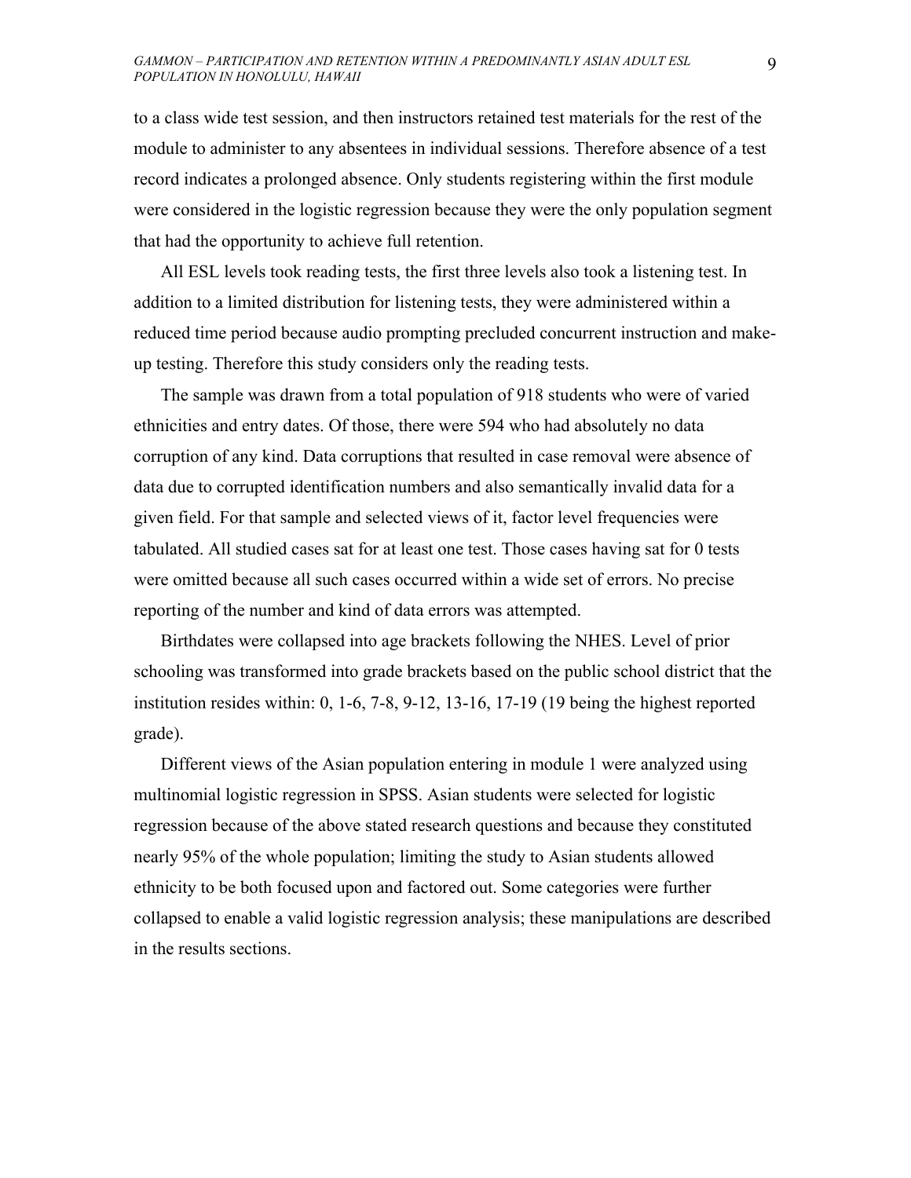to a class wide test session, and then instructors retained test materials for the rest of the module to administer to any absentees in individual sessions. Therefore absence of a test record indicates a prolonged absence. Only students registering within the first module were considered in the logistic regression because they were the only population segment that had the opportunity to achieve full retention.

All ESL levels took reading tests, the first three levels also took a listening test. In addition to a limited distribution for listening tests, they were administered within a reduced time period because audio prompting precluded concurrent instruction and make-up testing. Therefore this study considers only the reading tests.

The sample was drawn from a total population of 918 students who were of varied ethnicities and entry dates. Of those, there were 594 who had absolutely no data corruption of any kind. Data corruptions that resulted in case removal were absence of data due to corrupted identification numbers and also semantically invalid data for a given field. For that sample and selected views of it, factor level frequencies were tabulated. All studied cases sat for at least one test. Those cases having sat for 0 tests were omitted because all such cases occurred within a wide set of errors. No precise reporting of the number and kind of data errors was attempted.

Birthdates were collapsed into age brackets following the NHES. Level of prior schooling was transformed into grade brackets based on the public school district that the institution resides within: 0, 1-6, 7-8, 9-12, 13-16, 17-19 (19 being the highest reported grade).

Different views of the Asian population entering in module 1 were analyzed using multinomial logistic regression in SPSS. Asian students were selected for logistic regression because of the above stated research questions and because they constituted nearly 95% of the whole population; limiting the study to Asian students allowed ethnicity to be both focused upon and factored out. Some categories were further collapsed to enable a valid logistic regression analysis; these manipulations are described in the results sections.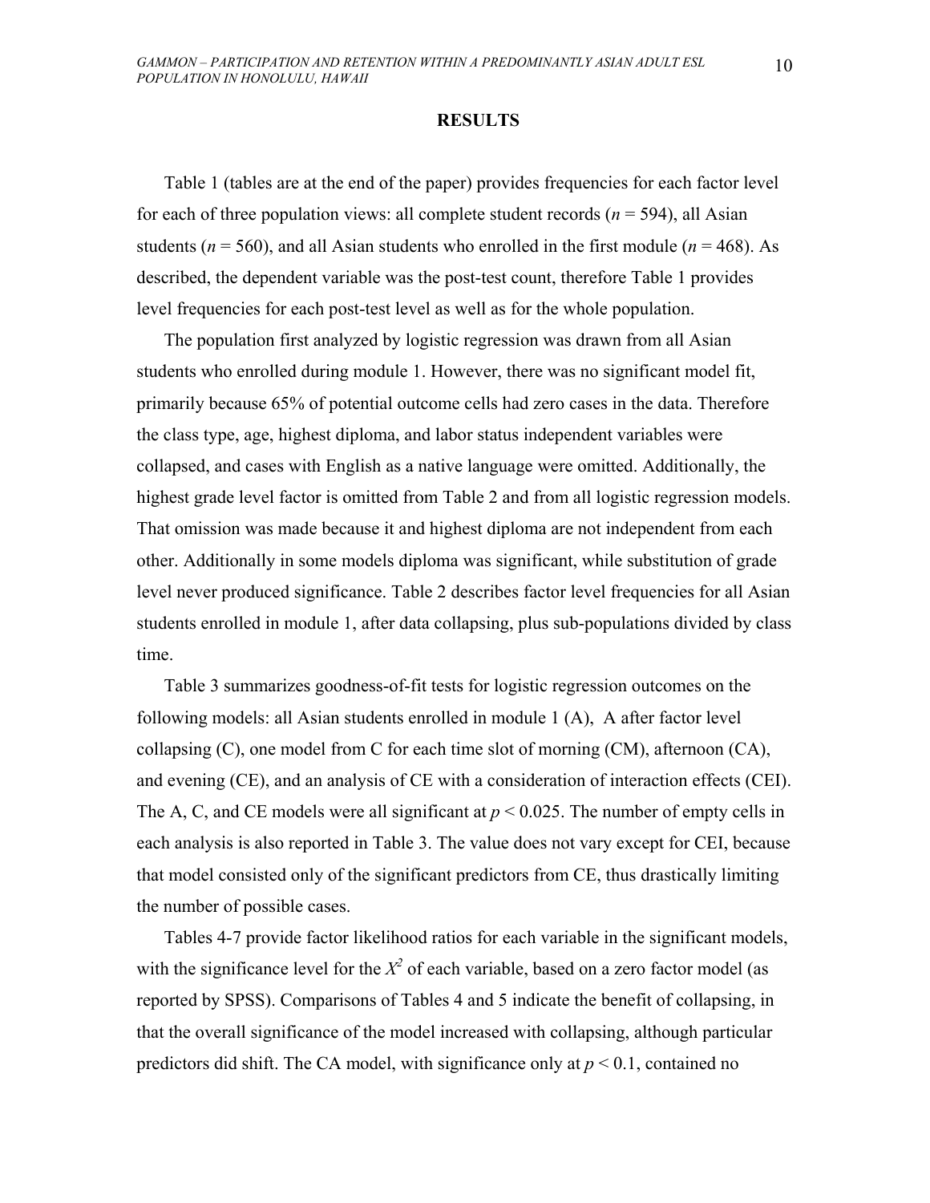## RESULTS

Table 1 (tables are at the end of the paper) provides frequencies for each factor level for each of three population views: all complete student records ($n = 594$), all Asian students ($n = 560$), and all Asian students who enrolled in the first module ($n = 468$). As described, the dependent variable was the post-test count, therefore Table 1 provides level frequencies for each post-test level as well as for the whole population.

The population first analyzed by logistic regression was drawn from all Asian students who enrolled during module 1. However, there was no significant model fit, primarily because 65% of potential outcome cells had zero cases in the data. Therefore the class type, age, highest diploma, and labor status independent variables were collapsed, and cases with English as a native language were omitted. Additionally, the highest grade level factor is omitted from Table 2 and from all logistic regression models. That omission was made because it and highest diploma are not independent from each other. Additionally in some models diploma was significant, while substitution of grade level never produced significance. Table 2 describes factor level frequencies for all Asian students enrolled in module 1, after data collapsing, plus sub-populations divided by class time.

Table 3 summarizes goodness-of-fit tests for logistic regression outcomes on the following models: all Asian students enrolled in module 1 (A), A after factor level collapsing (C), one model from C for each time slot of morning (CM), afternoon (CA), and evening (CE), and an analysis of CE with a consideration of interaction effects (CEI). The A, C, and CE models were all significant at $p < 0.025$. The number of empty cells in each analysis is also reported in Table 3. The value does not vary except for CEI, because that model consisted only of the significant predictors from CE, thus drastically limiting the number of possible cases.

Tables 4-7 provide factor likelihood ratios for each variable in the significant models, with the significance level for the $X^2$ of each variable, based on a zero factor model (as reported by SPSS). Comparisons of Tables 4 and 5 indicate the benefit of collapsing, in that the overall significance of the model increased with collapsing, although particular predictors did shift. The CA model, with significance only at $p < 0.1$, contained no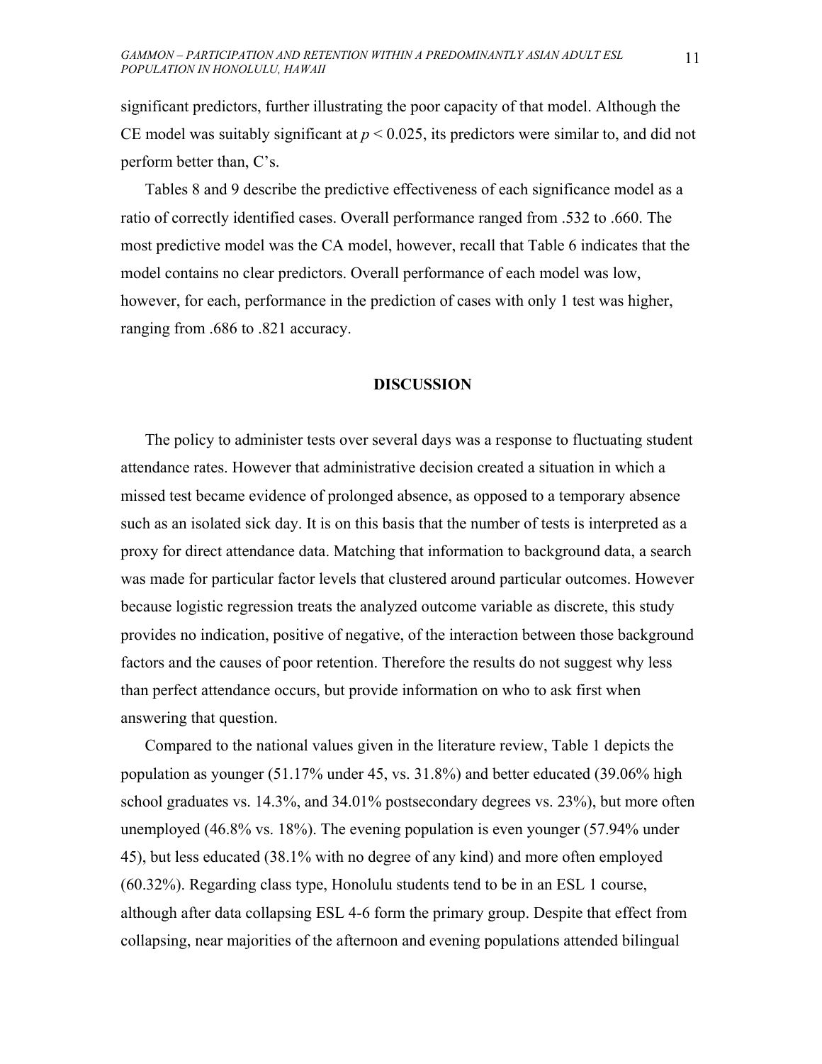significant predictors, further illustrating the poor capacity of that model. Although the CE model was suitably significant at $p < 0.025$, its predictors were similar to, and did not perform better than, C's.

Tables 8 and 9 describe the predictive effectiveness of each significance model as a ratio of correctly identified cases. Overall performance ranged from .532 to .660. The most predictive model was the CA model, however, recall that Table 6 indicates that the model contains no clear predictors. Overall performance of each model was low, however, for each, performance in the prediction of cases with only 1 test was higher, ranging from .686 to .821 accuracy.

## DISCUSSION

The policy to administer tests over several days was a response to fluctuating student attendance rates. However that administrative decision created a situation in which a missed test became evidence of prolonged absence, as opposed to a temporary absence such as an isolated sick day. It is on this basis that the number of tests is interpreted as a proxy for direct attendance data. Matching that information to background data, a search was made for particular factor levels that clustered around particular outcomes. However because logistic regression treats the analyzed outcome variable as discrete, this study provides no indication, positive of negative, of the interaction between those background factors and the causes of poor retention. Therefore the results do not suggest why less than perfect attendance occurs, but provide information on who to ask first when answering that question.

Compared to the national values given in the literature review, Table 1 depicts the population as younger (51.17% under 45, vs. 31.8%) and better educated (39.06% high school graduates vs. 14.3%, and 34.01% postsecondary degrees vs. 23%), but more often unemployed (46.8% vs. 18%). The evening population is even younger (57.94% under 45), but less educated (38.1% with no degree of any kind) and more often employed (60.32%). Regarding class type, Honolulu students tend to be in an ESL 1 course, although after data collapsing ESL 4-6 form the primary group. Despite that effect from collapsing, near majorities of the afternoon and evening populations attended bilingual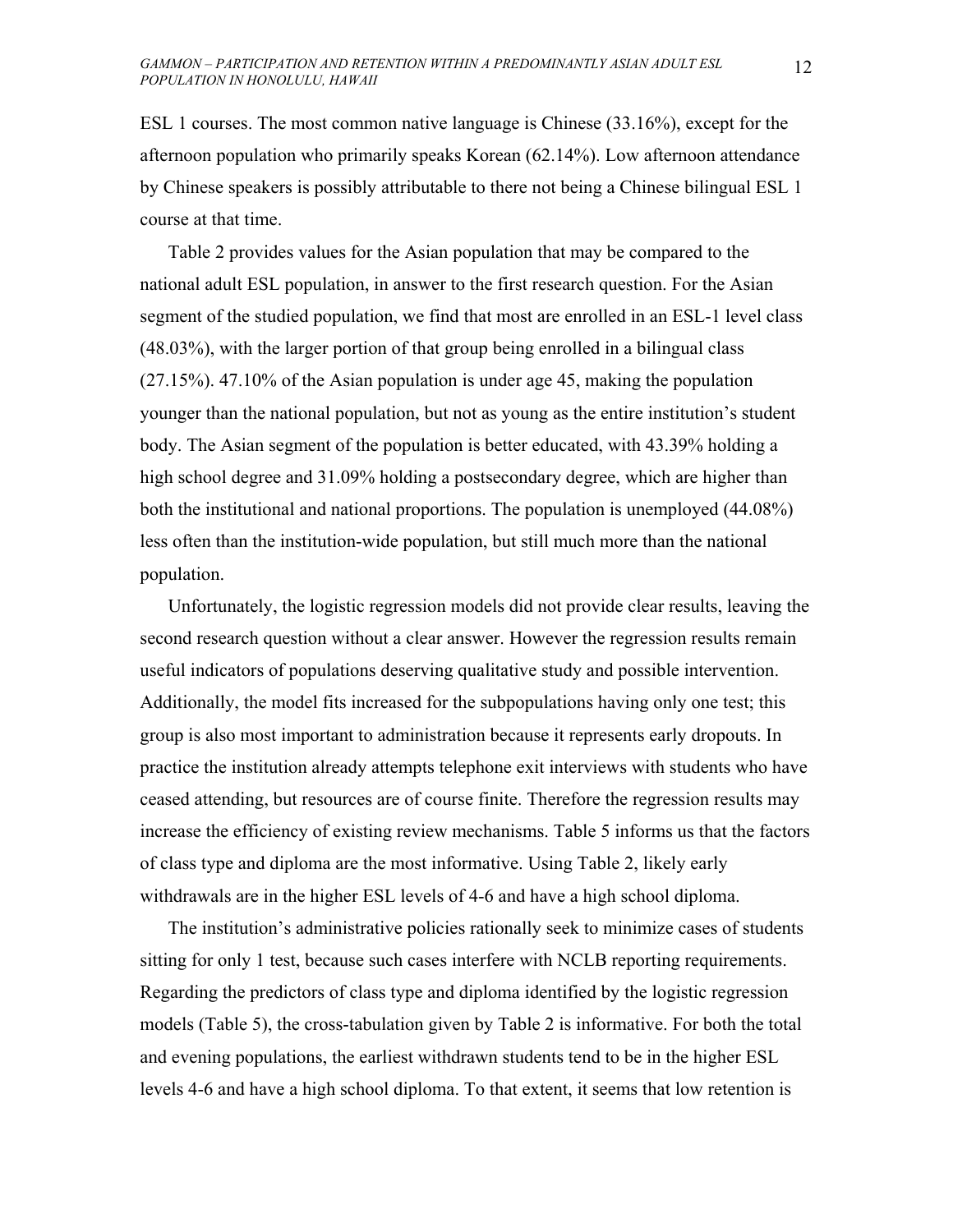ESL 1 courses. The most common native language is Chinese (33.16%), except for the afternoon population who primarily speaks Korean (62.14%). Low afternoon attendance by Chinese speakers is possibly attributable to there not being a Chinese bilingual ESL 1 course at that time.

Table 2 provides values for the Asian population that may be compared to the national adult ESL population, in answer to the first research question. For the Asian segment of the studied population, we find that most are enrolled in an ESL-1 level class (48.03%), with the larger portion of that group being enrolled in a bilingual class (27.15%). 47.10% of the Asian population is under age 45, making the population younger than the national population, but not as young as the entire institution's student body. The Asian segment of the population is better educated, with 43.39% holding a high school degree and 31.09% holding a postsecondary degree, which are higher than both the institutional and national proportions. The population is unemployed (44.08%) less often than the institution-wide population, but still much more than the national population.

Unfortunately, the logistic regression models did not provide clear results, leaving the second research question without a clear answer. However the regression results remain useful indicators of populations deserving qualitative study and possible intervention. Additionally, the model fits increased for the subpopulations having only one test; this group is also most important to administration because it represents early dropouts. In practice the institution already attempts telephone exit interviews with students who have ceased attending, but resources are of course finite. Therefore the regression results may increase the efficiency of existing review mechanisms. Table 5 informs us that the factors of class type and diploma are the most informative. Using Table 2, likely early withdrawals are in the higher ESL levels of 4-6 and have a high school diploma.

The institution's administrative policies rationally seek to minimize cases of students sitting for only 1 test, because such cases interfere with NCLB reporting requirements. Regarding the predictors of class type and diploma identified by the logistic regression models (Table 5), the cross-tabulation given by Table 2 is informative. For both the total and evening populations, the earliest withdrawn students tend to be in the higher ESL levels 4-6 and have a high school diploma. To that extent, it seems that low retention is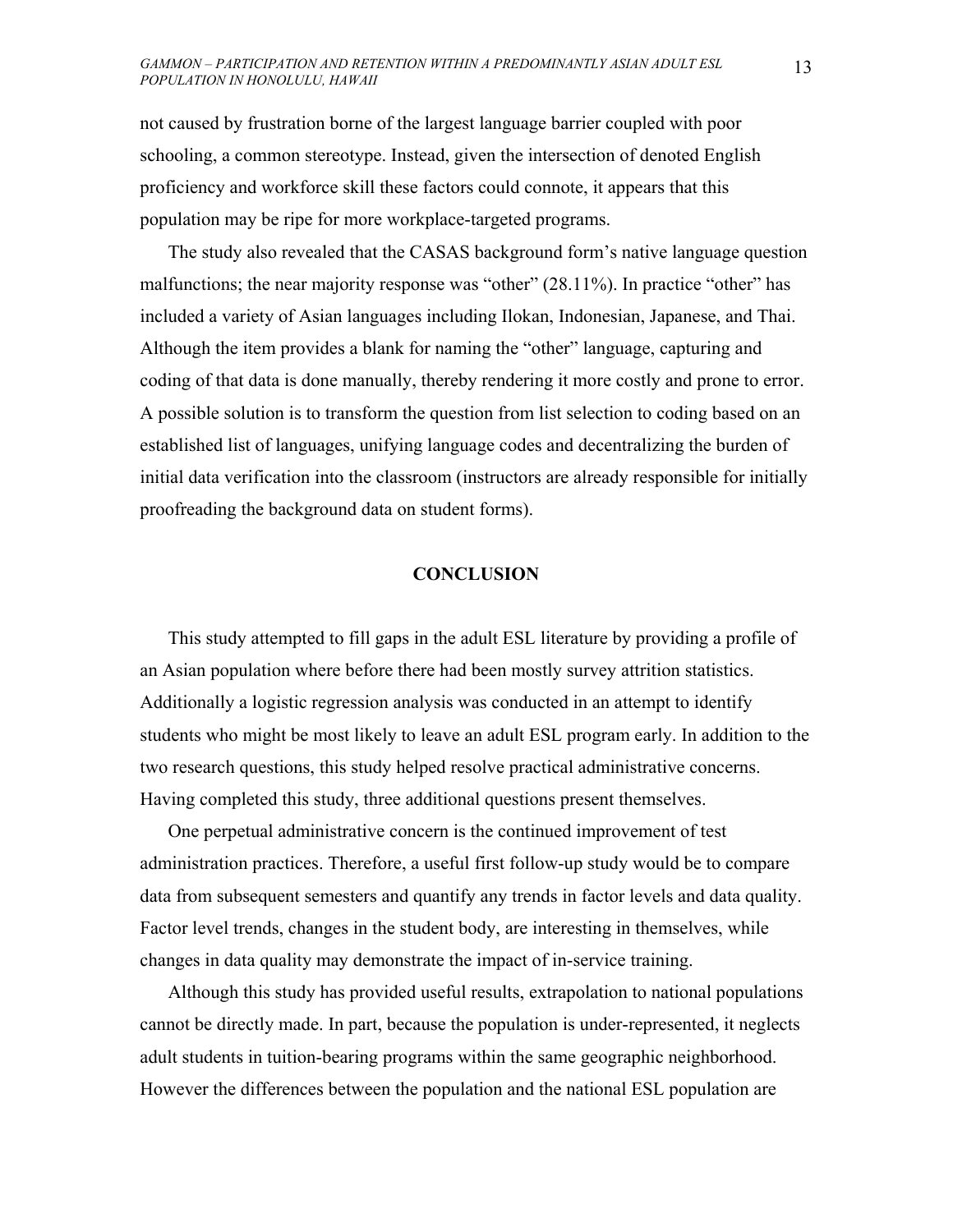not caused by frustration borne of the largest language barrier coupled with poor schooling, a common stereotype. Instead, given the intersection of denoted English proficiency and workforce skill these factors could connote, it appears that this population may be ripe for more workplace-targeted programs.

The study also revealed that the CASAS background form's native language question malfunctions; the near majority response was "other" (28.11%). In practice "other" has included a variety of Asian languages including Ilokan, Indonesian, Japanese, and Thai. Although the item provides a blank for naming the "other" language, capturing and coding of that data is done manually, thereby rendering it more costly and prone to error. A possible solution is to transform the question from list selection to coding based on an established list of languages, unifying language codes and decentralizing the burden of initial data verification into the classroom (instructors are already responsible for initially proofreading the background data on student forms).

## CONCLUSION

This study attempted to fill gaps in the adult ESL literature by providing a profile of an Asian population where before there had been mostly survey attrition statistics. Additionally a logistic regression analysis was conducted in an attempt to identify students who might be most likely to leave an adult ESL program early. In addition to the two research questions, this study helped resolve practical administrative concerns. Having completed this study, three additional questions present themselves.

One perpetual administrative concern is the continued improvement of test administration practices. Therefore, a useful first follow-up study would be to compare data from subsequent semesters and quantify any trends in factor levels and data quality. Factor level trends, changes in the student body, are interesting in themselves, while changes in data quality may demonstrate the impact of in-service training.

Although this study has provided useful results, extrapolation to national populations cannot be directly made. In part, because the population is under-represented, it neglects adult students in tuition-bearing programs within the same geographic neighborhood. However the differences between the population and the national ESL population are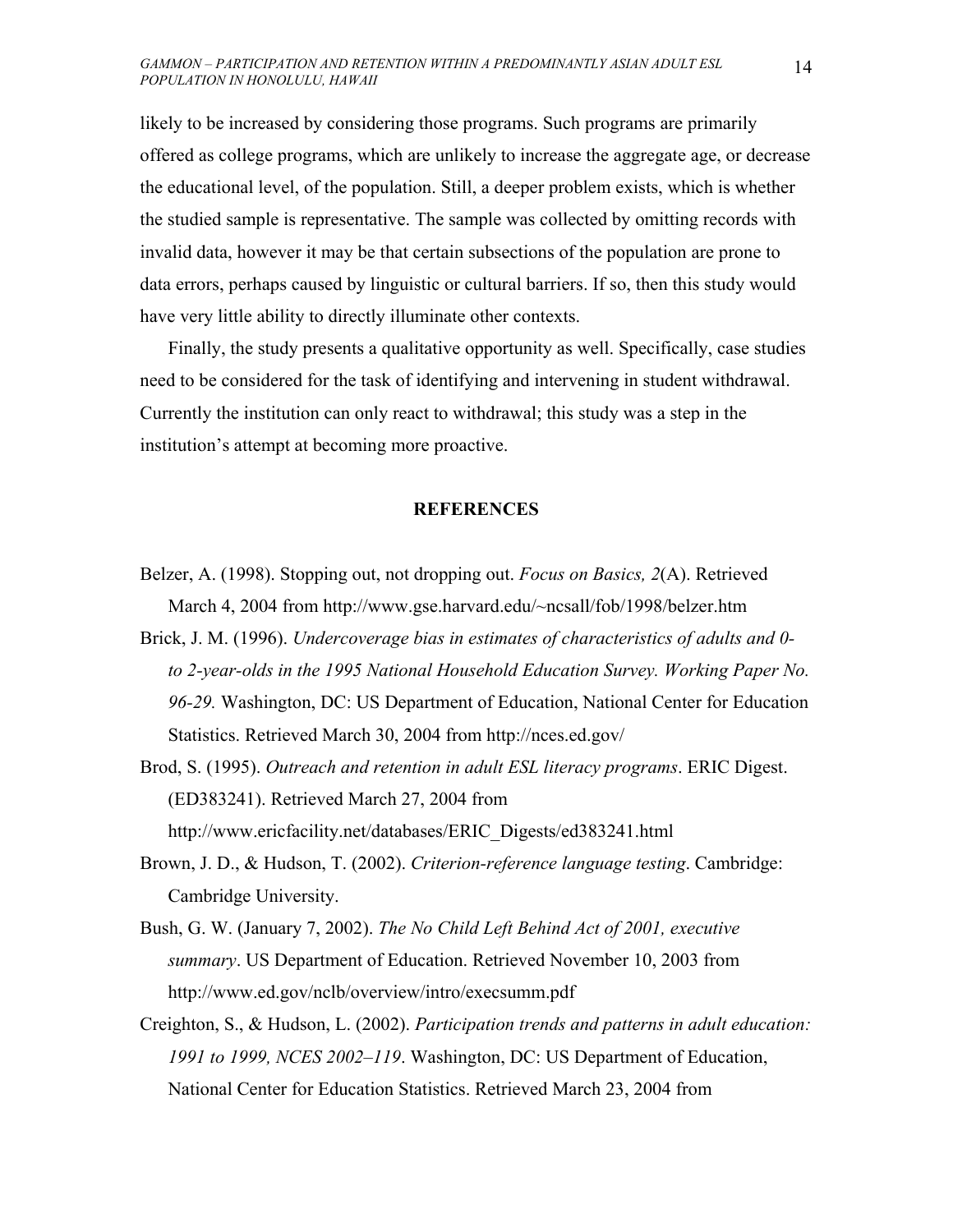likely to be increased by considering those programs. Such programs are primarily offered as college programs, which are unlikely to increase the aggregate age, or decrease the educational level, of the population. Still, a deeper problem exists, which is whether the studied sample is representative. The sample was collected by omitting records with invalid data, however it may be that certain subsections of the population are prone to data errors, perhaps caused by linguistic or cultural barriers. If so, then this study would have very little ability to directly illuminate other contexts.

Finally, the study presents a qualitative opportunity as well. Specifically, case studies need to be considered for the task of identifying and intervening in student withdrawal. Currently the institution can only react to withdrawal; this study was a step in the institution's attempt at becoming more proactive.

## REFERENCES

Belzer, A. (1998). Stopping out, not dropping out. *Focus on Basics, 2*(A). Retrieved March 4, 2004 from http://www.gse.harvard.edu/~ncsall/fob/1998/belzer.htm

Brick, J. M. (1996). *Undercoverage bias in estimates of characteristics of adults and 0- to 2-year-olds in the 1995 National Household Education Survey. Working Paper No. 96-29.* Washington, DC: US Department of Education, National Center for Education Statistics. Retrieved March 30, 2004 from http://nces.ed.gov/

Brod, S. (1995). *Outreach and retention in adult ESL literacy programs*. ERIC Digest. (ED383241). Retrieved March 27, 2004 from http://www.ericfacility.net/databases/ERIC_Digests/ed383241.html

Brown, J. D., & Hudson, T. (2002). *Criterion-reference language testing*. Cambridge: Cambridge University.

Bush, G. W. (January 7, 2002). *The No Child Left Behind Act of 2001, executive summary*. US Department of Education. Retrieved November 10, 2003 from http://www.ed.gov/nclb/overview/intro/execsumm.pdf

Creighton, S., & Hudson, L. (2002). *Participation trends and patterns in adult education: 1991 to 1999, NCES 2002–119*. Washington, DC: US Department of Education, National Center for Education Statistics. Retrieved March 23, 2004 from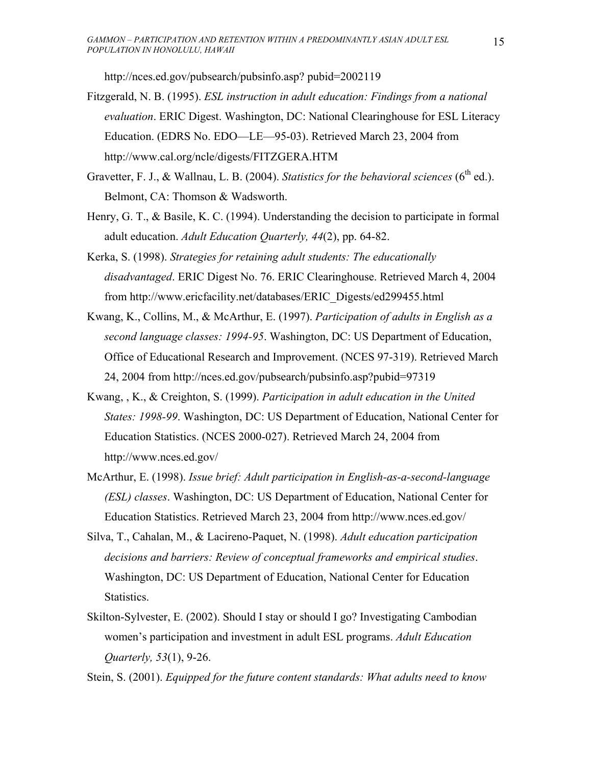http://nces.ed.gov/pubsearch/pubsinfo.asp? pubid=2002119

Fitzgerald, N. B. (1995). *ESL instruction in adult education: Findings from a national evaluation*. ERIC Digest. Washington, DC: National Clearinghouse for ESL Literacy Education. (EDRS No. EDO—LE—95-03). Retrieved March 23, 2004 from http://www.cal.org/ncle/digests/FITZGERA.HTM

Gravetter, F. J., & Wallnau, L. B. (2004). *Statistics for the behavioral sciences* (6th ed.). Belmont, CA: Thomson & Wadsworth.

Henry, G. T., & Basile, K. C. (1994). Understanding the decision to participate in formal adult education. *Adult Education Quarterly, 44*(2), pp. 64-82.

Kerka, S. (1998). *Strategies for retaining adult students: The educationally disadvantaged*. ERIC Digest No. 76. ERIC Clearinghouse. Retrieved March 4, 2004 from http://www.ericfacility.net/databases/ERIC_Digests/ed299455.html

Kwang, K., Collins, M., & McArthur, E. (1997). *Participation of adults in English as a second language classes: 1994-95*. Washington, DC: US Department of Education, Office of Educational Research and Improvement. (NCES 97-319). Retrieved March 24, 2004 from http://nces.ed.gov/pubsearch/pubsinfo.asp?pubid=97319

Kwang, , K., & Creighton, S. (1999). *Participation in adult education in the United States: 1998-99*. Washington, DC: US Department of Education, National Center for Education Statistics. (NCES 2000-027). Retrieved March 24, 2004 from http://www.nces.ed.gov/

McArthur, E. (1998). *Issue brief: Adult participation in English-as-a-second-language (ESL) classes*. Washington, DC: US Department of Education, National Center for Education Statistics. Retrieved March 23, 2004 from http://www.nces.ed.gov/

Silva, T., Cahalan, M., & Lacireno-Paquet, N. (1998). *Adult education participation decisions and barriers: Review of conceptual frameworks and empirical studies*. Washington, DC: US Department of Education, National Center for Education Statistics.

Skilton-Sylvester, E. (2002). Should I stay or should I go? Investigating Cambodian women's participation and investment in adult ESL programs. *Adult Education Quarterly, 53*(1), 9-26.

Stein, S. (2001). *Equipped for the future content standards: What adults need to know*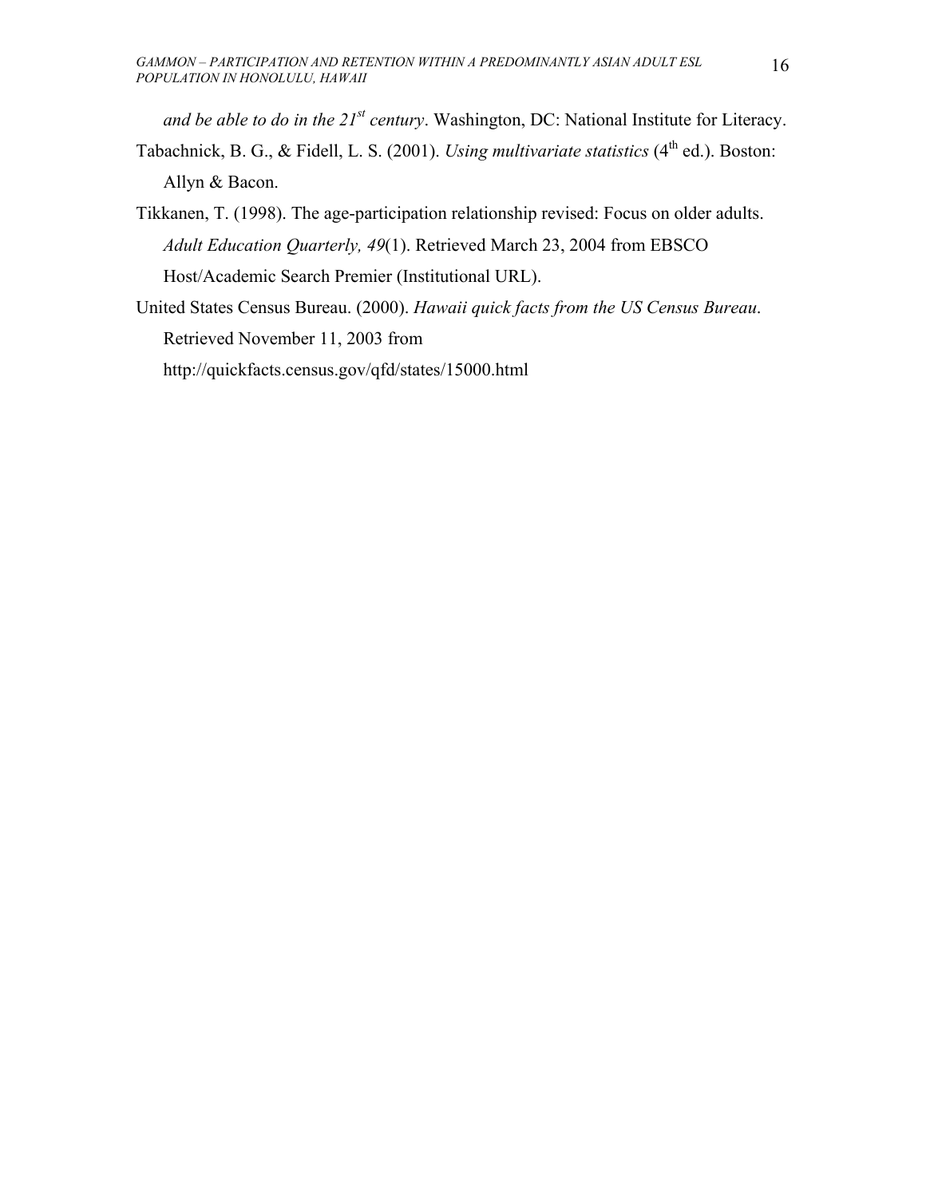*and be able to do in the 21st century*. Washington, DC: National Institute for Literacy.

Tabachnick, B. G., & Fidell, L. S. (2001). *Using multivariate statistics* (4th ed.). Boston: Allyn & Bacon.

Tikkanen, T. (1998). The age-participation relationship revised: Focus on older adults. *Adult Education Quarterly, 49*(1). Retrieved March 23, 2004 from EBSCO Host/Academic Search Premier (Institutional URL).

United States Census Bureau. (2000). *Hawaii quick facts from the US Census Bureau*. Retrieved November 11, 2003 from http://quickfacts.census.gov/qfd/states/15000.html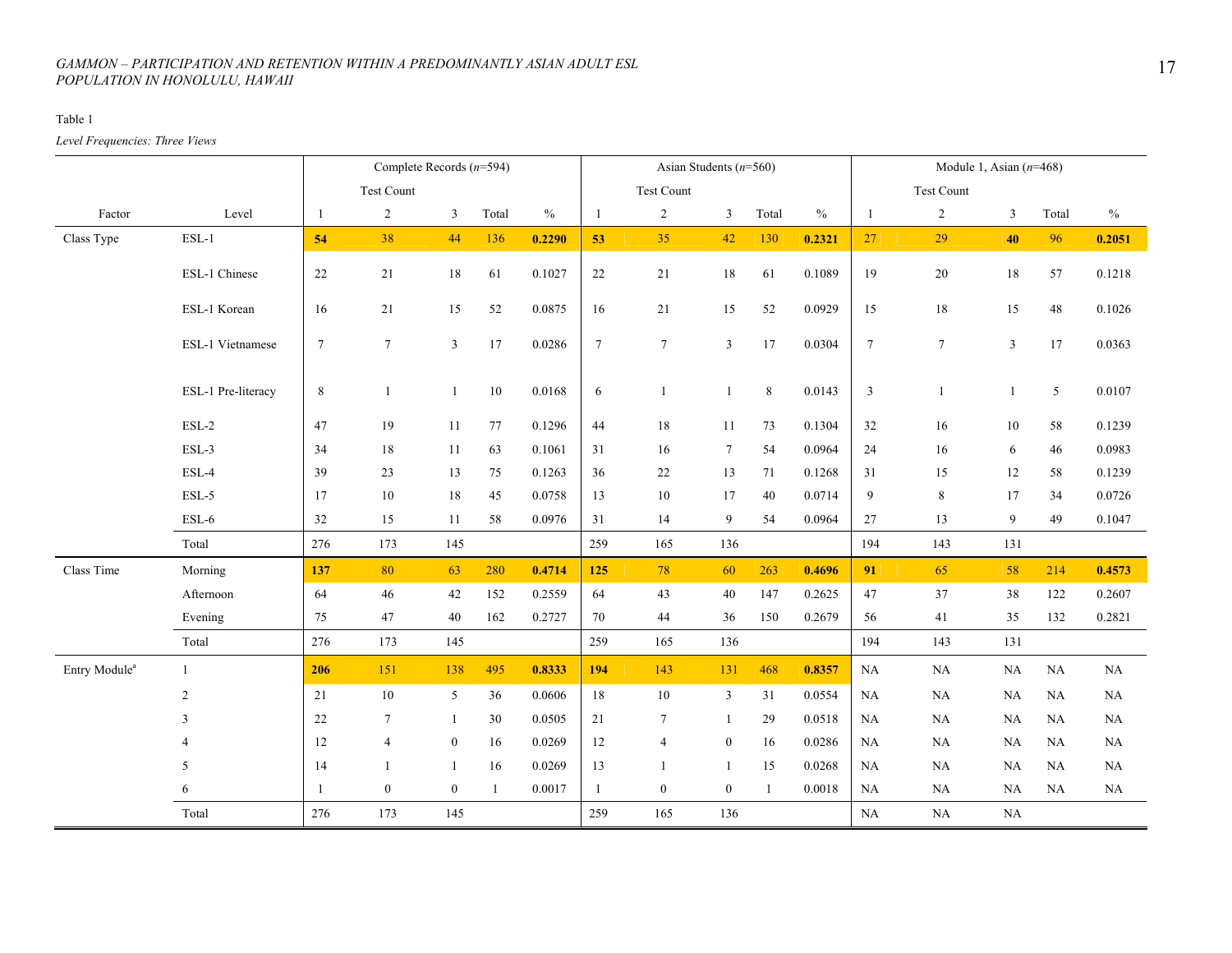Table 1

*Level Frequencies: Three Views*

| | | Complete Records (*n*=594) | | | | | Asian Students (*n*=560) | | | | | Module 1, Asian (*n*=468) | | | | |
|---|---|---|---|---|---|---|---|---|---|---|---|---|---|---|---|---|
| | | Test Count | | | | | Test Count | | | | | Test Count | | | | |
| Factor | Level | 1 | 2 | 3 | Total | % | 1 | 2 | 3 | Total | % | 1 | 2 | 3 | Total | % |
| Class Type | ESL-1 | **54** | 38 | 44 | 136 | **0.2290** | **53** | 35 | 42 | 130 | **0.2321** | 27 | 29 | **40** | 96 | **0.2051** |
| | ESL-1 Chinese | 22 | 21 | 18 | 61 | 0.1027 | 22 | 21 | 18 | 61 | 0.1089 | 19 | 20 | 18 | 57 | 0.1218 |
| | ESL-1 Korean | 16 | 21 | 15 | 52 | 0.0875 | 16 | 21 | 15 | 52 | 0.0929 | 15 | 18 | 15 | 48 | 0.1026 |
| | ESL-1 Vietnamese | 7 | 7 | 3 | 17 | 0.0286 | 7 | 7 | 3 | 17 | 0.0304 | 7 | 7 | 3 | 17 | 0.0363 |
| | ESL-1 Pre-literacy | 8 | 1 | 1 | 10 | 0.0168 | 6 | 1 | 1 | 8 | 0.0143 | 3 | 1 | 1 | 5 | 0.0107 |
| | ESL-2 | 47 | 19 | 11 | 77 | 0.1296 | 44 | 18 | 11 | 73 | 0.1304 | 32 | 16 | 10 | 58 | 0.1239 |
| | ESL-3 | 34 | 18 | 11 | 63 | 0.1061 | 31 | 16 | 7 | 54 | 0.0964 | 24 | 16 | 6 | 46 | 0.0983 |
| | ESL-4 | 39 | 23 | 13 | 75 | 0.1263 | 36 | 22 | 13 | 71 | 0.1268 | 31 | 15 | 12 | 58 | 0.1239 |
| | ESL-5 | 17 | 10 | 18 | 45 | 0.0758 | 13 | 10 | 17 | 40 | 0.0714 | 9 | 8 | 17 | 34 | 0.0726 |
| | ESL-6 | 32 | 15 | 11 | 58 | 0.0976 | 31 | 14 | 9 | 54 | 0.0964 | 27 | 13 | 9 | 49 | 0.1047 |
| | Total | 276 | 173 | 145 | | | 259 | 165 | 136 | | | 194 | 143 | 131 | | |
| Class Time | Morning | **137** | 80 | 63 | 280 | **0.4714** | **125** | 78 | 60 | 263 | **0.4696** | **91** | 65 | 58 | 214 | **0.4573** |
| | Afternoon | 64 | 46 | 42 | 152 | 0.2559 | 64 | 43 | 40 | 147 | 0.2625 | 47 | 37 | 38 | 122 | 0.2607 |
| | Evening | 75 | 47 | 40 | 162 | 0.2727 | 70 | 44 | 36 | 150 | 0.2679 | 56 | 41 | 35 | 132 | 0.2821 |
| | Total | 276 | 173 | 145 | | | 259 | 165 | 136 | | | 194 | 143 | 131 | | |
| Entry Module[a] | 1 | **206** | 151 | 138 | 495 | **0.8333** | **194** | 143 | 131 | 468 | **0.8357** | NA | NA | NA | NA | NA |
| | 2 | 21 | 10 | 5 | 36 | 0.0606 | 18 | 10 | 3 | 31 | 0.0554 | NA | NA | NA | NA | NA |
| | 3 | 22 | 7 | 1 | 30 | 0.0505 | 21 | 7 | 1 | 29 | 0.0518 | NA | NA | NA | NA | NA |
| | 4 | 12 | 4 | 0 | 16 | 0.0269 | 12 | 4 | 0 | 16 | 0.0286 | NA | NA | NA | NA | NA |
| | 5 | 14 | 1 | 1 | 16 | 0.0269 | 13 | 1 | 1 | 15 | 0.0268 | NA | NA | NA | NA | NA |
| | 6 | 1 | 0 | 0 | 1 | 0.0017 | 1 | 0 | 0 | 1 | 0.0018 | NA | NA | NA | NA | NA |
| | Total | 276 | 173 | 145 | | | 259 | 165 | 136 | | | NA | NA | NA | | |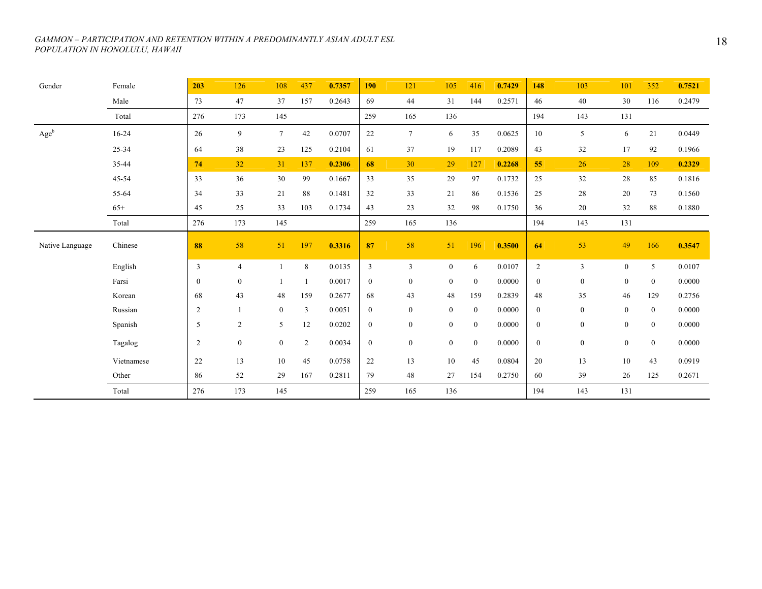| | | | | | | | | | | | | | | | | |
|---|---|---|---|---|---|---|---|---|---|---|---|---|---|---|---|---|
| Gender | Female | **203** | 126 | 108 | 437 | **0.7357** | **190** | 121 | 105 | 416 | **0.7429** | **148** | 103 | 101 | 352 | **0.7521** |
| | Male | 73 | 47 | 37 | 157 | 0.2643 | 69 | 44 | 31 | 144 | 0.2571 | 46 | 40 | 30 | 116 | 0.2479 |
| | Total | 276 | 173 | 145 | | | 259 | 165 | 136 | | | 194 | 143 | 131 | | |
| Age[b] | 16-24 | 26 | 9 | 7 | 42 | 0.0707 | 22 | 7 | 6 | 35 | 0.0625 | 10 | 5 | 6 | 21 | 0.0449 |
| | 25-34 | 64 | 38 | 23 | 125 | 0.2104 | 61 | 37 | 19 | 117 | 0.2089 | 43 | 32 | 17 | 92 | 0.1966 |
| | 35-44 | **74** | 32 | 31 | 137 | **0.2306** | **68** | 30 | 29 | 127 | **0.2268** | **55** | 26 | 28 | 109 | **0.2329** |
| | 45-54 | 33 | 36 | 30 | 99 | 0.1667 | 33 | 35 | 29 | 97 | 0.1732 | 25 | 32 | 28 | 85 | 0.1816 |
| | 55-64 | 34 | 33 | 21 | 88 | 0.1481 | 32 | 33 | 21 | 86 | 0.1536 | 25 | 28 | 20 | 73 | 0.1560 |
| | 65+ | 45 | 25 | 33 | 103 | 0.1734 | 43 | 23 | 32 | 98 | 0.1750 | 36 | 20 | 32 | 88 | 0.1880 |
| | Total | 276 | 173 | 145 | | | 259 | 165 | 136 | | | 194 | 143 | 131 | | |
| Native Language | Chinese | **88** | 58 | 51 | 197 | **0.3316** | **87** | 58 | 51 | 196 | **0.3500** | **64** | 53 | 49 | 166 | **0.3547** |
| | English | 3 | 4 | 1 | 8 | 0.0135 | 3 | 3 | 0 | 6 | 0.0107 | 2 | 3 | 0 | 5 | 0.0107 |
| | Farsi | 0 | 0 | 1 | 1 | 0.0017 | 0 | 0 | 0 | 0 | 0.0000 | 0 | 0 | 0 | 0 | 0.0000 |
| | Korean | 68 | 43 | 48 | 159 | 0.2677 | 68 | 43 | 48 | 159 | 0.2839 | 48 | 35 | 46 | 129 | 0.2756 |
| | Russian | 2 | 1 | 0 | 3 | 0.0051 | 0 | 0 | 0 | 0 | 0.0000 | 0 | 0 | 0 | 0 | 0.0000 |
| | Spanish | 5 | 2 | 5 | 12 | 0.0202 | 0 | 0 | 0 | 0 | 0.0000 | 0 | 0 | 0 | 0 | 0.0000 |
| | Tagalog | 2 | 0 | 0 | 2 | 0.0034 | 0 | 0 | 0 | 0 | 0.0000 | 0 | 0 | 0 | 0 | 0.0000 |
| | Vietnamese | 22 | 13 | 10 | 45 | 0.0758 | 22 | 13 | 10 | 45 | 0.0804 | 20 | 13 | 10 | 43 | 0.0919 |
| | Other | 86 | 52 | 29 | 167 | 0.2811 | 79 | 48 | 27 | 154 | 0.2750 | 60 | 39 | 26 | 125 | 0.2671 |
| | Total | 276 | 173 | 145 | | | 259 | 165 | 136 | | | 194 | 143 | 131 | | |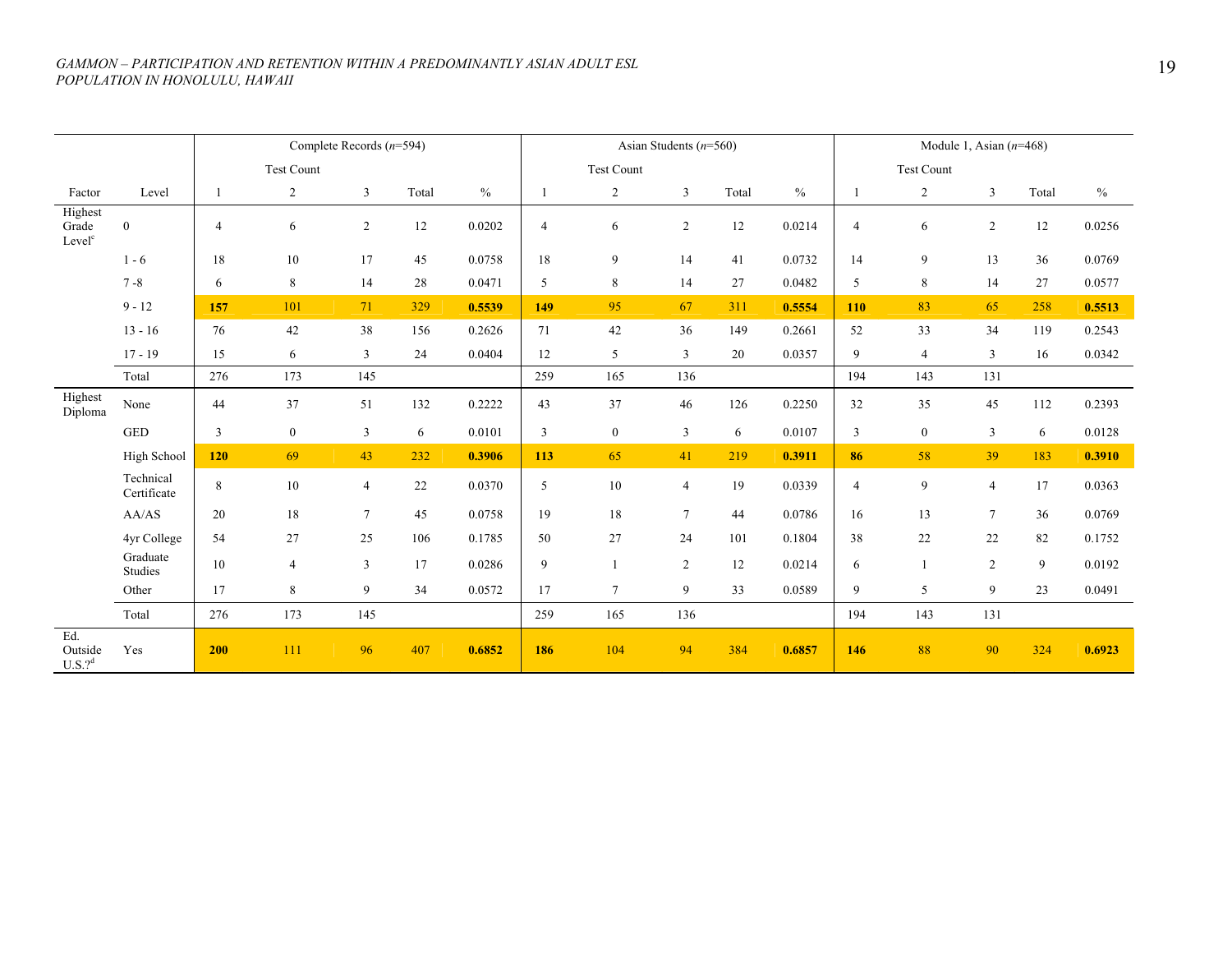| | | Complete Records ($n$=594) | | | | | Asian Students ($n$=560) | | | | | Module 1, Asian ($n$=468) | | | | |
|---|---|---|---|---|---|---|---|---|---|---|---|---|---|---|---|---|
| | | Test Count | | | | | Test Count | | | | | Test Count | | | | |
| Factor | Level | 1 | 2 | 3 | Total | % | 1 | 2 | 3 | Total | % | 1 | 2 | 3 | Total | % |
| Highest Grade Level[c] | 0 | 4 | 6 | 2 | 12 | 0.0202 | 4 | 6 | 2 | 12 | 0.0214 | 4 | 6 | 2 | 12 | 0.0256 |
| | 1 - 6 | 18 | 10 | 17 | 45 | 0.0758 | 18 | 9 | 14 | 41 | 0.0732 | 14 | 9 | 13 | 36 | 0.0769 |
| | 7 -8 | 6 | 8 | 14 | 28 | 0.0471 | 5 | 8 | 14 | 27 | 0.0482 | 5 | 8 | 14 | 27 | 0.0577 |
| | 9 - 12 | **157** | 101 | 71 | 329 | **0.5539** | **149** | 95 | 67 | 311 | **0.5554** | **110** | 83 | 65 | 258 | **0.5513** |
| | 13 - 16 | 76 | 42 | 38 | 156 | 0.2626 | 71 | 42 | 36 | 149 | 0.2661 | 52 | 33 | 34 | 119 | 0.2543 |
| | 17 - 19 | 15 | 6 | 3 | 24 | 0.0404 | 12 | 5 | 3 | 20 | 0.0357 | 9 | 4 | 3 | 16 | 0.0342 |
| | Total | 276 | 173 | 145 | | | 259 | 165 | 136 | | | 194 | 143 | 131 | | |
| Highest Diploma | None | 44 | 37 | 51 | 132 | 0.2222 | 43 | 37 | 46 | 126 | 0.2250 | 32 | 35 | 45 | 112 | 0.2393 |
| | GED | 3 | 0 | 3 | 6 | 0.0101 | 3 | 0 | 3 | 6 | 0.0107 | 3 | 0 | 3 | 6 | 0.0128 |
| | High School | **120** | 69 | 43 | 232 | **0.3906** | **113** | 65 | 41 | 219 | **0.3911** | **86** | 58 | 39 | 183 | **0.3910** |
| | Technical Certificate | 8 | 10 | 4 | 22 | 0.0370 | 5 | 10 | 4 | 19 | 0.0339 | 4 | 9 | 4 | 17 | 0.0363 |
| | AA/AS | 20 | 18 | 7 | 45 | 0.0758 | 19 | 18 | 7 | 44 | 0.0786 | 16 | 13 | 7 | 36 | 0.0769 |
| | 4yr College | 54 | 27 | 25 | 106 | 0.1785 | 50 | 27 | 24 | 101 | 0.1804 | 38 | 22 | 22 | 82 | 0.1752 |
| | Graduate Studies | 10 | 4 | 3 | 17 | 0.0286 | 9 | 1 | 2 | 12 | 0.0214 | 6 | 1 | 2 | 9 | 0.0192 |
| | Other | 17 | 8 | 9 | 34 | 0.0572 | 17 | 7 | 9 | 33 | 0.0589 | 9 | 5 | 9 | 23 | 0.0491 |
| | Total | 276 | 173 | 145 | | | 259 | 165 | 136 | | | 194 | 143 | 131 | | |
| Ed. Outside U.S.?[d] | Yes | **200** | 111 | 96 | 407 | **0.6852** | **186** | 104 | 94 | 384 | **0.6857** | **146** | 88 | 90 | 324 | **0.6923** |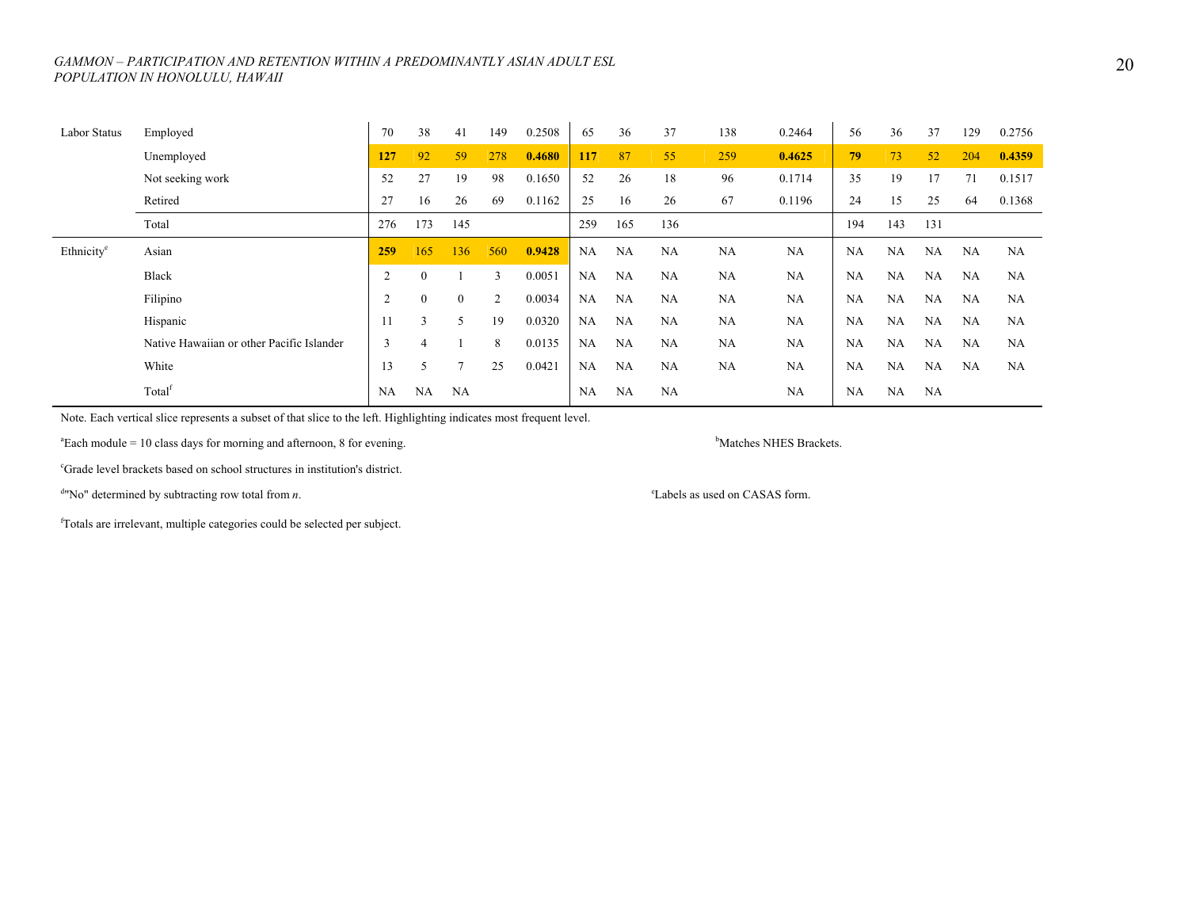| | | | | | | | | | | | | | | | | |
|---|---|---|---|---|---|---|---|---|---|---|---|---|---|---|---|---|
| Labor Status | Employed | 70 | 38 | 41 | 149 | 0.2508 | 65 | 36 | 37 | 138 | 0.2464 | 56 | 36 | 37 | 129 | 0.2756 |
| | Unemployed | **127** | 92 | 59 | 278 | **0.4680** | **117** | 87 | 55 | 259 | **0.4625** | **79** | 73 | 52 | 204 | **0.4359** |
| | Not seeking work | 52 | 27 | 19 | 98 | 0.1650 | 52 | 26 | 18 | 96 | 0.1714 | 35 | 19 | 17 | 71 | 0.1517 |
| | Retired | 27 | 16 | 26 | 69 | 0.1162 | 25 | 16 | 26 | 67 | 0.1196 | 24 | 15 | 25 | 64 | 0.1368 |
| | Total | 276 | 173 | 145 | | | 259 | 165 | 136 | | | 194 | 143 | 131 | | |
| Ethnicity[e] | Asian | **259** | 165 | 136 | 560 | **0.9428** | NA | NA | NA | NA | NA | NA | NA | NA | NA | NA |
| | Black | 2 | 0 | 1 | 3 | 0.0051 | NA | NA | NA | NA | NA | NA | NA | NA | NA | NA |
| | Filipino | 2 | 0 | 0 | 2 | 0.0034 | NA | NA | NA | NA | NA | NA | NA | NA | NA | NA |
| | Hispanic | 11 | 3 | 5 | 19 | 0.0320 | NA | NA | NA | NA | NA | NA | NA | NA | NA | NA |
| | Native Hawaiian or other Pacific Islander | 3 | 4 | 1 | 8 | 0.0135 | NA | NA | NA | NA | NA | NA | NA | NA | NA | NA |
| | White | 13 | 5 | 7 | 25 | 0.0421 | NA | NA | NA | NA | NA | NA | NA | NA | NA | NA |
| | Total[f] | NA | NA | NA | | | NA | NA | NA | | NA | NA | NA | NA | | |

Note. Each vertical slice represents a subset of that slice to the left. Highlighting indicates most frequent level.

[a]Each module = 10 class days for morning and afternoon, 8 for evening.

[b]Matches NHES Brackets.

[c]Grade level brackets based on school structures in institution's district.

[d]"No" determined by subtracting row total from *n*.

[e]Labels as used on CASAS form.

[f]Totals are irrelevant, multiple categories could be selected per subject.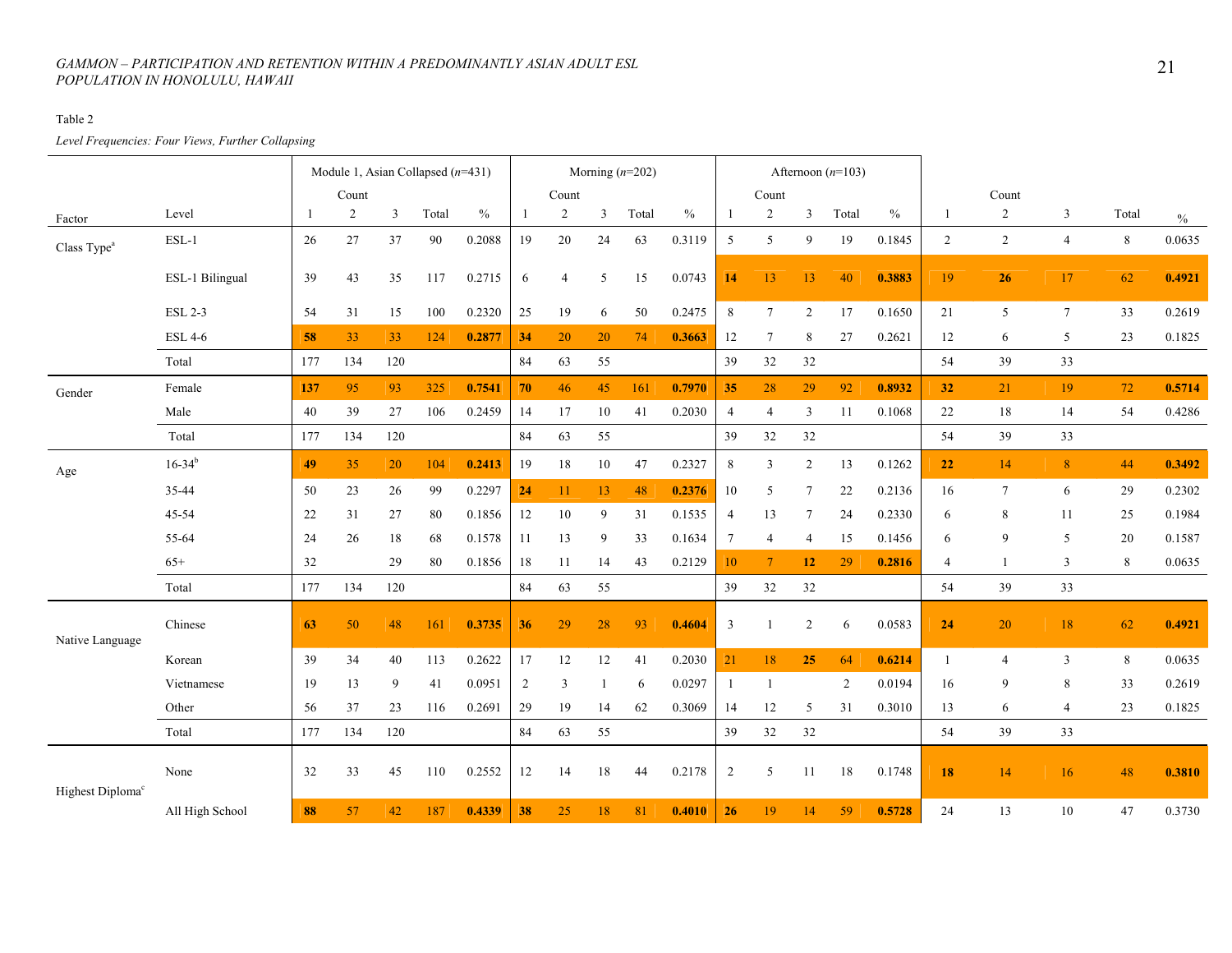Table 2

*Level Frequencies: Four Views, Further Collapsing*

| Factor | Level | Module 1, Asian Collapsed (*n*=431) | | | | | Morning (*n*=202) | | | | | Afternoon (*n*=103) | | | | | | | | | |
|---|---|---|---|---|---|---|---|---|---|---|---|---|---|---|---|---|---|---|---|---|---|
| | | Count | | | | | Count | | | | | Count | | | | | Count | | | | |
| | | 1 | 2 | 3 | Total | % | 1 | 2 | 3 | Total | % | 1 | 2 | 3 | Total | % | 1 | 2 | 3 | Total | % |
| Class Type[a] | ESL-1 | 26 | 27 | 37 | 90 | 0.2088 | 19 | 20 | 24 | 63 | 0.3119 | 5 | 5 | 9 | 19 | 0.1845 | 2 | 2 | 4 | 8 | 0.0635 |
| | ESL-1 Bilingual | 39 | 43 | 35 | 117 | 0.2715 | 6 | 4 | 5 | 15 | 0.0743 | **14** | 13 | 13 | 40 | **0.3883** | 19 | **26** | 17 | 62 | **0.4921** |
| | ESL 2-3 | 54 | 31 | 15 | 100 | 0.2320 | 25 | 19 | 6 | 50 | 0.2475 | 8 | 7 | 2 | 17 | 0.1650 | 21 | 5 | 7 | 33 | 0.2619 |
| | ESL 4-6 | **58** | 33 | 33 | 124 | **0.2877** | **34** | 20 | 20 | 74 | **0.3663** | 12 | 7 | 8 | 27 | 0.2621 | 12 | 6 | 5 | 23 | 0.1825 |
| | Total | 177 | 134 | 120 | | | 84 | 63 | 55 | | | 39 | 32 | 32 | | | 54 | 39 | 33 | | |
| Gender | Female | **137** | 95 | 93 | 325 | **0.7541** | **70** | 46 | 45 | 161 | **0.7970** | **35** | 28 | 29 | 92 | **0.8932** | **32** | 21 | 19 | 72 | **0.5714** |
| | Male | 40 | 39 | 27 | 106 | 0.2459 | 14 | 17 | 10 | 41 | 0.2030 | 4 | 4 | 3 | 11 | 0.1068 | 22 | 18 | 14 | 54 | 0.4286 |
| | Total | 177 | 134 | 120 | | | 84 | 63 | 55 | | | 39 | 32 | 32 | | | 54 | 39 | 33 | | |
| Age | 16-34[b] | **49** | 35 | 20 | 104 | **0.2413** | 19 | 18 | 10 | 47 | 0.2327 | 8 | 3 | 2 | 13 | 0.1262 | **22** | 14 | 8 | 44 | **0.3492** |
| | 35-44 | 50 | 23 | 26 | 99 | 0.2297 | **24** | 11 | 13 | 48 | **0.2376** | 10 | 5 | 7 | 22 | 0.2136 | 16 | 7 | 6 | 29 | 0.2302 |
| | 45-54 | 22 | 31 | 27 | 80 | 0.1856 | 12 | 10 | 9 | 31 | 0.1535 | 4 | 13 | 7 | 24 | 0.2330 | 6 | 8 | 11 | 25 | 0.1984 |
| | 55-64 | 24 | 26 | 18 | 68 | 0.1578 | 11 | 13 | 9 | 33 | 0.1634 | 7 | 4 | 4 | 15 | 0.1456 | 6 | 9 | 5 | 20 | 0.1587 |
| | 65+ | 32 | | 29 | 80 | 0.1856 | 18 | 11 | 14 | 43 | 0.2129 | 10 | 7 | **12** | 29 | **0.2816** | 4 | 1 | 3 | 8 | 0.0635 |
| | Total | 177 | 134 | 120 | | | 84 | 63 | 55 | | | 39 | 32 | 32 | | | 54 | 39 | 33 | | |
| Native Language | Chinese | **63** | 50 | 48 | 161 | **0.3735** | **36** | 29 | 28 | 93 | **0.4604** | 3 | 1 | 2 | 6 | 0.0583 | **24** | 20 | 18 | 62 | **0.4921** |
| | Korean | 39 | 34 | 40 | 113 | 0.2622 | 17 | 12 | 12 | 41 | 0.2030 | 21 | 18 | **25** | 64 | **0.6214** | 1 | 4 | 3 | 8 | 0.0635 |
| | Vietnamese | 19 | 13 | 9 | 41 | 0.0951 | 2 | 3 | 1 | 6 | 0.0297 | 1 | 1 | | 2 | 0.0194 | 16 | 9 | 8 | 33 | 0.2619 |
| | Other | 56 | 37 | 23 | 116 | 0.2691 | 29 | 19 | 14 | 62 | 0.3069 | 14 | 12 | 5 | 31 | 0.3010 | 13 | 6 | 4 | 23 | 0.1825 |
| | Total | 177 | 134 | 120 | | | 84 | 63 | 55 | | | 39 | 32 | 32 | | | 54 | 39 | 33 | | |
| Highest Diploma[c] | None | 32 | 33 | 45 | 110 | 0.2552 | 12 | 14 | 18 | 44 | 0.2178 | 2 | 5 | 11 | 18 | 0.1748 | **18** | 14 | 16 | 48 | **0.3810** |
| | All High School | **88** | 57 | 42 | 187 | **0.4339** | **38** | 25 | 18 | 81 | **0.4010** | **26** | 19 | 14 | 59 | **0.5728** | 24 | 13 | 10 | 47 | 0.3730 |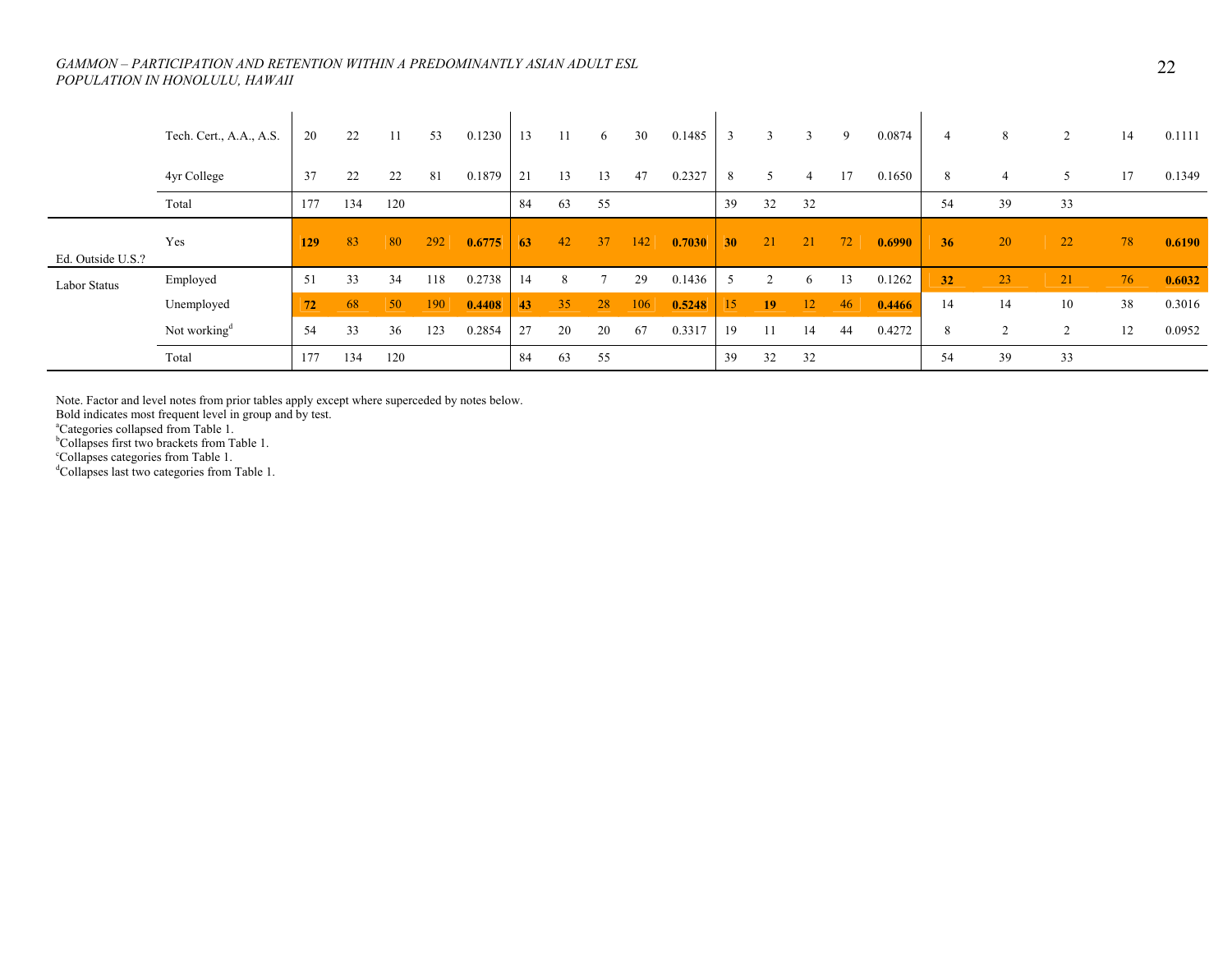|  |  |  |  |  |  |  |  |  |  |  |  |  |  |  |  |  |  |  |  |  |  |
|---|---|---|---|---|---|---|---|---|---|---|---|---|---|---|---|---|---|---|---|---|---|
|  | Tech. Cert., A.A., A.S. | 20 | 22 | 11 | 53 | 0.1230 | 13 | 11 | 6 | 30 | 0.1485 | 3 | 3 | 3 | 9 | 0.0874 | 4 | 8 | 2 | 14 | 0.1111 |
|  | 4yr College | 37 | 22 | 22 | 81 | 0.1879 | 21 | 13 | 13 | 47 | 0.2327 | 8 | 5 | 4 | 17 | 0.1650 | 8 | 4 | 5 | 17 | 0.1349 |
|  | Total | 177 | 134 | 120 |  |  | 84 | 63 | 55 |  |  | 39 | 32 | 32 |  |  | 54 | 39 | 33 |  |  |
| Ed. Outside U.S.? | Yes | **129** | 83 | 80 | 292 | **0.6775** | **63** | 42 | 37 | 142 | **0.7030** | **30** | 21 | 21 | 72 | **0.6990** | **36** | 20 | 22 | 78 | **0.6190** |
| Labor Status | Employed | 51 | 33 | 34 | 118 | 0.2738 | 14 | 8 | 7 | 29 | 0.1436 | 5 | 2 | 6 | 13 | 0.1262 | **32** | 23 | 21 | 76 | **0.6032** |
|  | Unemployed | **72** | 68 | 50 | 190 | **0.4408** | **43** | 35 | 28 | 106 | **0.5248** | 15 | **19** | 12 | 46 | **0.4466** | 14 | 14 | 10 | 38 | 0.3016 |
|  | Not working[d] | 54 | 33 | 36 | 123 | 0.2854 | 27 | 20 | 20 | 67 | 0.3317 | 19 | 11 | 14 | 44 | 0.4272 | 8 | 2 | 2 | 12 | 0.0952 |
|  | Total | 177 | 134 | 120 |  |  | 84 | 63 | 55 |  |  | 39 | 32 | 32 |  |  | 54 | 39 | 33 |  |  |

Note. Factor and level notes from prior tables apply except where superceded by notes below.
Bold indicates most frequent level in group and by test.
[a]Categories collapsed from Table 1.
[b]Collapses first two brackets from Table 1.
[c]Collapses categories from Table 1.
[d]Collapses last two categories from Table 1.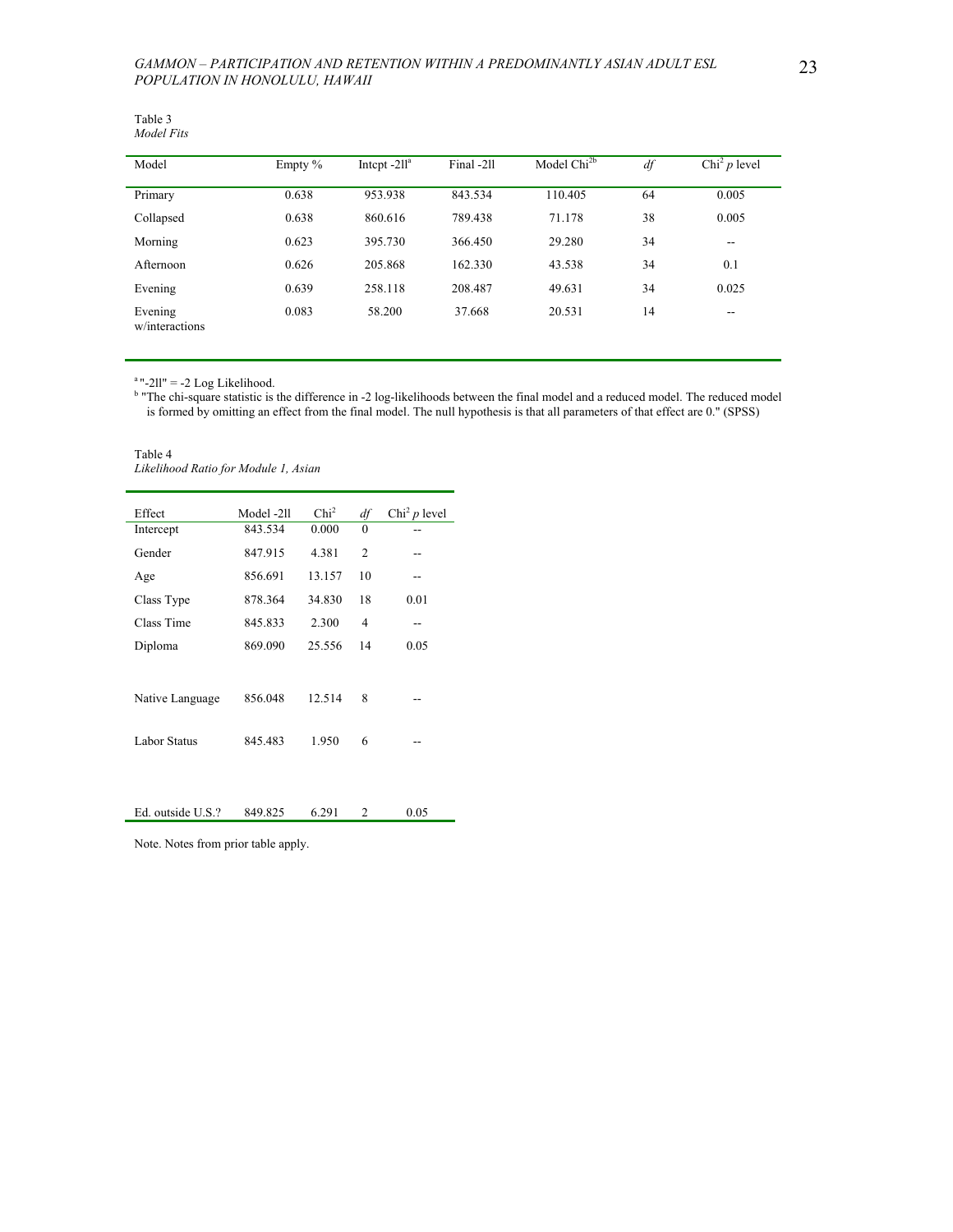Table 3
*Model Fits*

| Model | Empty % | Intcpt -2ll[a] | Final -2ll | Model Chi[2b] | *df* | Chi[2] *p* level |
|---|---|---|---|---|---|---|
| Primary | 0.638 | 953.938 | 843.534 | 110.405 | 64 | 0.005 |
| Collapsed | 0.638 | 860.616 | 789.438 | 71.178 | 38 | 0.005 |
| Morning | 0.623 | 395.730 | 366.450 | 29.280 | 34 | -- |
| Afternoon | 0.626 | 205.868 | 162.330 | 43.538 | 34 | 0.1 |
| Evening | 0.639 | 258.118 | 208.487 | 49.631 | 34 | 0.025 |
| Evening w/interactions | 0.083 | 58.200 | 37.668 | 20.531 | 14 | -- |

[a] "-2ll" = -2 Log Likelihood.
[b] "The chi-square statistic is the difference in -2 log-likelihoods between the final model and a reduced model. The reduced model is formed by omitting an effect from the final model. The null hypothesis is that all parameters of that effect are 0." (SPSS)

Table 4
*Likelihood Ratio for Module 1, Asian*

| Effect | Model -2ll | Chi[2] | *df* | Chi[2] *p* level |
|---|---|---|---|---|
| Intercept | 843.534 | 0.000 | 0 | -- |
| Gender | 847.915 | 4.381 | 2 | -- |
| Age | 856.691 | 13.157 | 10 | -- |
| Class Type | 878.364 | 34.830 | 18 | 0.01 |
| Class Time | 845.833 | 2.300 | 4 | -- |
| Diploma | 869.090 | 25.556 | 14 | 0.05 |
| Native Language | 856.048 | 12.514 | 8 | -- |
| Labor Status | 845.483 | 1.950 | 6 | -- |
| Ed. outside U.S.? | 849.825 | 6.291 | 2 | 0.05 |

Note. Notes from prior table apply.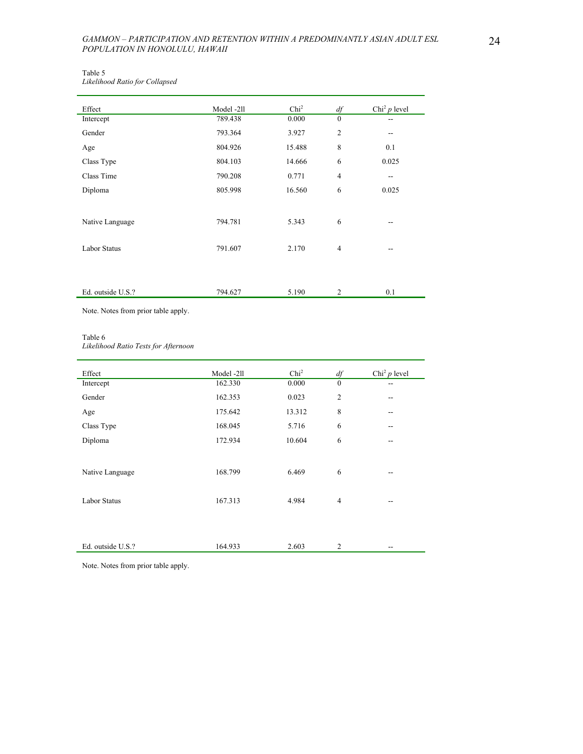Table 5
*Likelihood Ratio for Collapsed*

| Effect | Model -2ll | $Chi^2$ | *df* | $Chi^2$ *p* level |
|---|---|---|---|---|
| Intercept | 789.438 | 0.000 | 0 | -- |
| Gender | 793.364 | 3.927 | 2 | -- |
| Age | 804.926 | 15.488 | 8 | 0.1 |
| Class Type | 804.103 | 14.666 | 6 | 0.025 |
| Class Time | 790.208 | 0.771 | 4 | -- |
| Diploma | 805.998 | 16.560 | 6 | 0.025 |
| Native Language | 794.781 | 5.343 | 6 | -- |
| Labor Status | 791.607 | 2.170 | 4 | -- |
| Ed. outside U.S.? | 794.627 | 5.190 | 2 | 0.1 |

Note. Notes from prior table apply.

Table 6
*Likelihood Ratio Tests for Afternoon*

| Effect | Model -2ll | $Chi^2$ | *df* | $Chi^2$ *p* level |
|---|---|---|---|---|
| Intercept | 162.330 | 0.000 | 0 | -- |
| Gender | 162.353 | 0.023 | 2 | -- |
| Age | 175.642 | 13.312 | 8 | -- |
| Class Type | 168.045 | 5.716 | 6 | -- |
| Diploma | 172.934 | 10.604 | 6 | -- |
| Native Language | 168.799 | 6.469 | 6 | -- |
| Labor Status | 167.313 | 4.984 | 4 | -- |
| Ed. outside U.S.? | 164.933 | 2.603 | 2 | -- |

Note. Notes from prior table apply.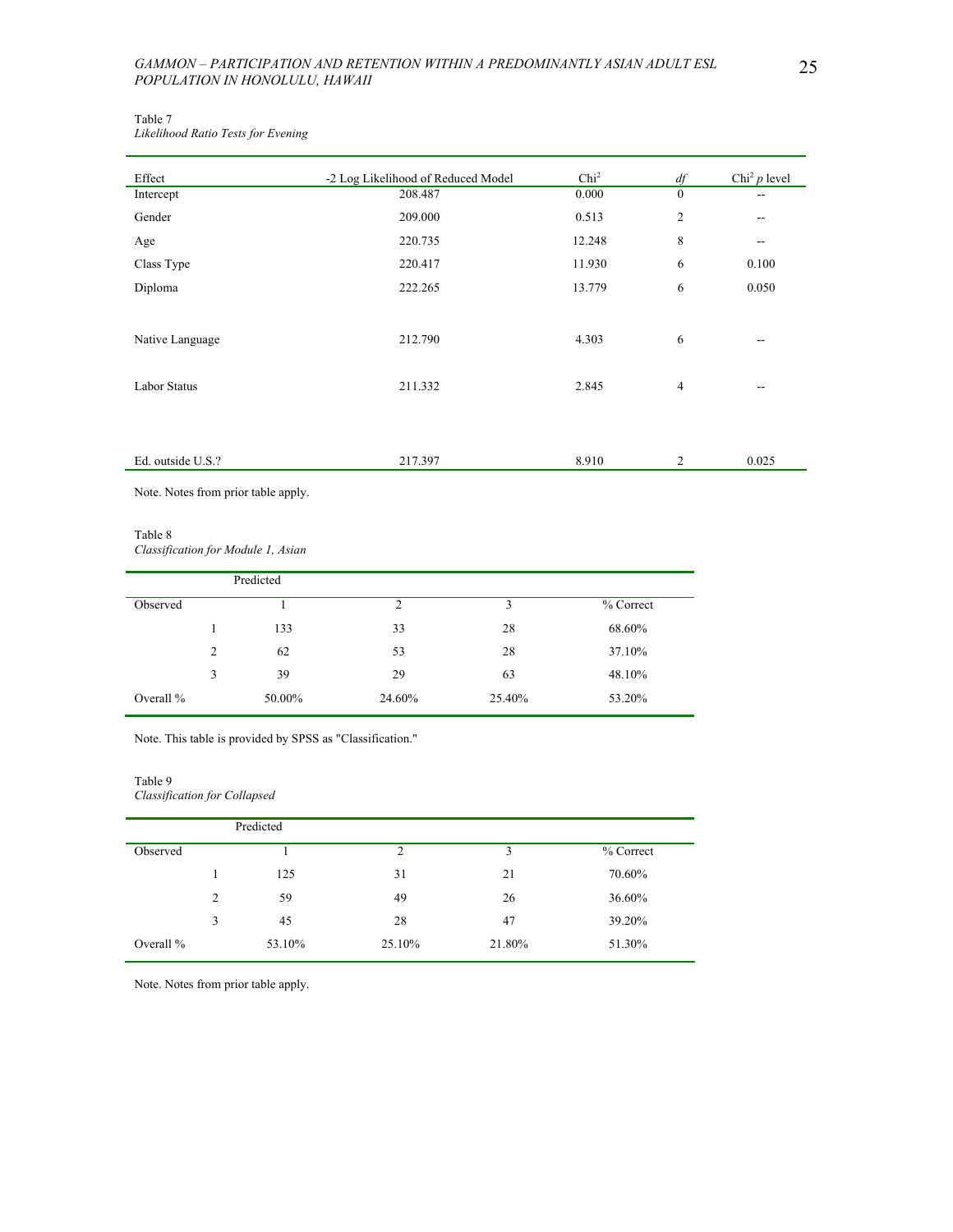Table 7
*Likelihood Ratio Tests for Evening*

| Effect | -2 Log Likelihood of Reduced Model | $Chi^2$ | *df* | $Chi^2$ *p* level |
|---|---|---|---|---|
| Intercept | 208.487 | 0.000 | 0 | -- |
| Gender | 209.000 | 0.513 | 2 | -- |
| Age | 220.735 | 12.248 | 8 | -- |
| Class Type | 220.417 | 11.930 | 6 | 0.100 |
| Diploma | 222.265 | 13.779 | 6 | 0.050 |
| Native Language | 212.790 | 4.303 | 6 | -- |
| Labor Status | 211.332 | 2.845 | 4 | -- |
| Ed. outside U.S.? | 217.397 | 8.910 | 2 | 0.025 |

Note. Notes from prior table apply.

Table 8
*Classification for Module 1, Asian*

| | | Predicted | | | |
|---|---|---|---|---|---|
| Observed | | 1 | 2 | 3 | % Correct |
| | 1 | 133 | 33 | 28 | 68.60% |
| | 2 | 62 | 53 | 28 | 37.10% |
| | 3 | 39 | 29 | 63 | 48.10% |
| Overall % | | 50.00% | 24.60% | 25.40% | 53.20% |

Note. This table is provided by SPSS as "Classification."

Table 9
*Classification for Collapsed*

| | | Predicted | | | |
|---|---|---|---|---|---|
| Observed | | 1 | 2 | 3 | % Correct |
| | 1 | 125 | 31 | 21 | 70.60% |
| | 2 | 59 | 49 | 26 | 36.60% |
| | 3 | 45 | 28 | 47 | 39.20% |
| Overall % | | 53.10% | 25.10% | 21.80% | 51.30% |

Note. Notes from prior table apply.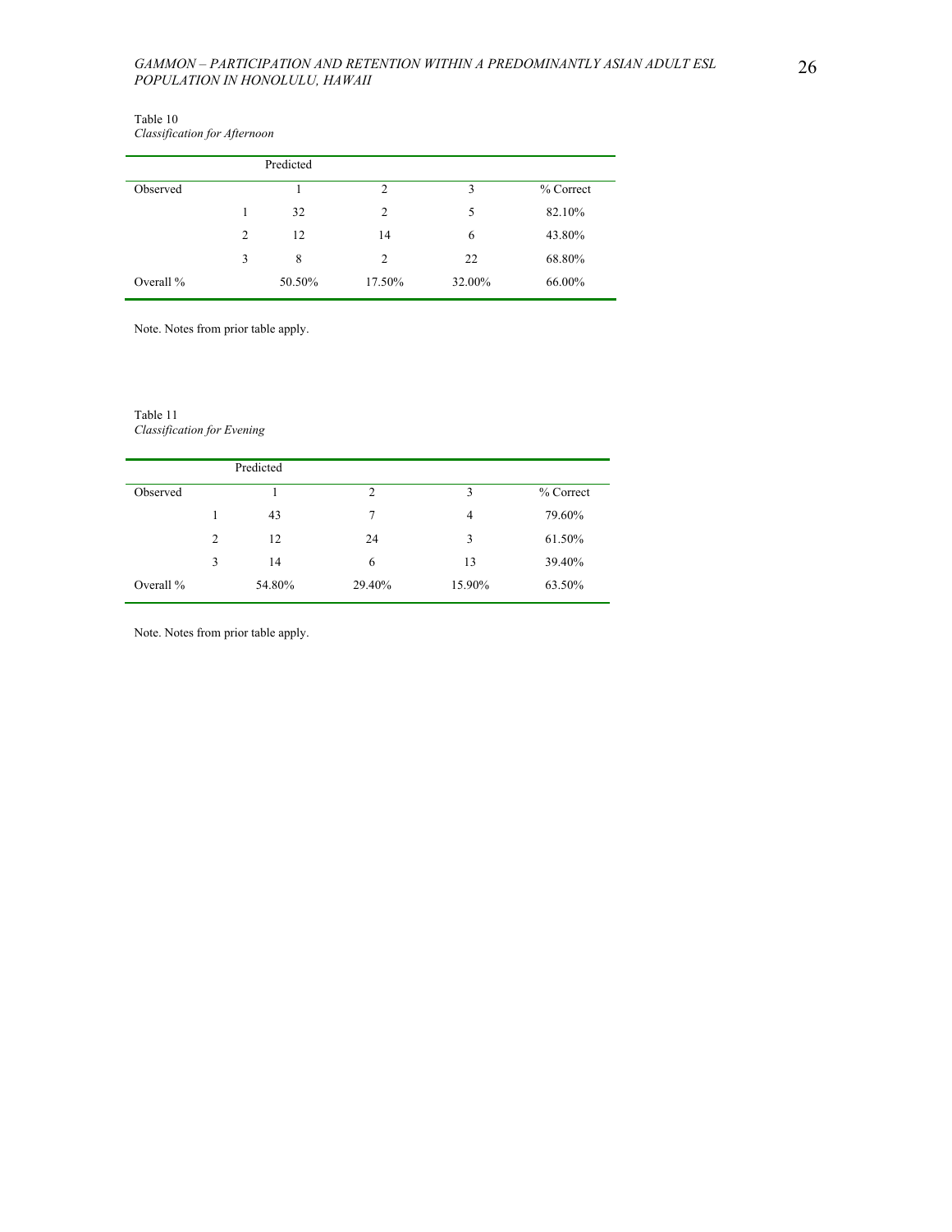Table 10

*Classification for Afternoon*

| | | Predicted | | | |
|---|---|---|---|---|---|
| Observed | | 1 | 2 | 3 | % Correct |
| | 1 | 32 | 2 | 5 | 82.10% |
| | 2 | 12 | 14 | 6 | 43.80% |
| | 3 | 8 | 2 | 22 | 68.80% |
| Overall % | | 50.50% | 17.50% | 32.00% | 66.00% |

Note. Notes from prior table apply.

Table 11

*Classification for Evening*

| | | Predicted | | | |
|---|---|---|---|---|---|
| Observed | | 1 | 2 | 3 | % Correct |
| | 1 | 43 | 7 | 4 | 79.60% |
| | 2 | 12 | 24 | 3 | 61.50% |
| | 3 | 14 | 6 | 13 | 39.40% |
| Overall % | | 54.80% | 29.40% | 15.90% | 63.50% |

Note. Notes from prior table apply.